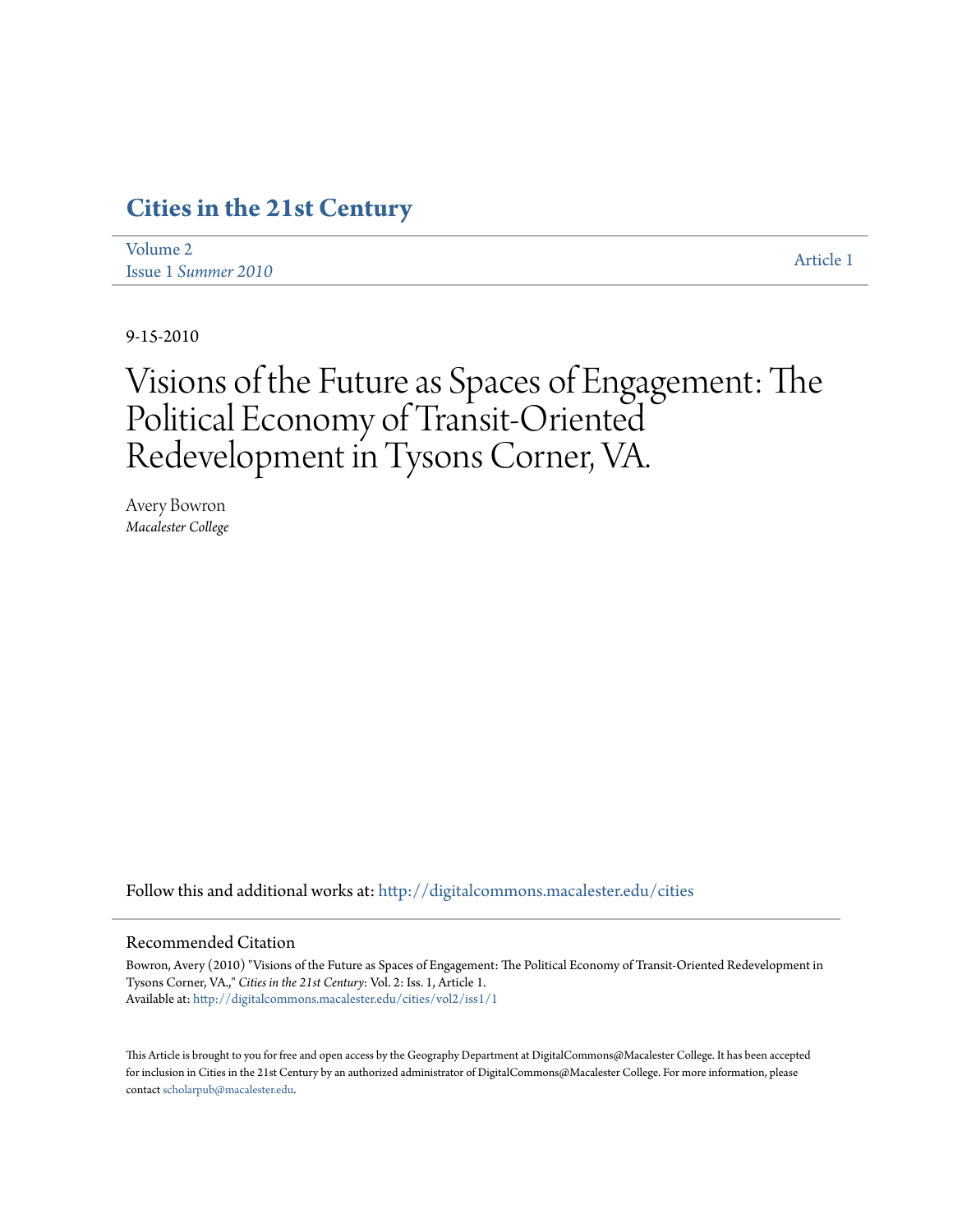# Cities in the 21st Century

Volume 2
Issue 1 *Summer 2010*

Article 1

9-15-2010

# Visions of the Future as Spaces of Engagement: The Political Economy of Transit-Oriented Redevelopment in Tysons Corner, VA.

Avery Bowron
*Macalester College*

Follow this and additional works at: http://digitalcommons.macalester.edu/cities

## Recommended Citation

Bowron, Avery (2010) "Visions of the Future as Spaces of Engagement: The Political Economy of Transit-Oriented Redevelopment in Tysons Corner, VA.," *Cities in the 21st Century*: Vol. 2: Iss. 1, Article 1.
Available at: http://digitalcommons.macalester.edu/cities/vol2/iss1/1

This Article is brought to you for free and open access by the Geography Department at DigitalCommons@Macalester College. It has been accepted for inclusion in Cities in the 21st Century by an authorized administrator of DigitalCommons@Macalester College. For more information, please contact scholarpub@macalester.edu.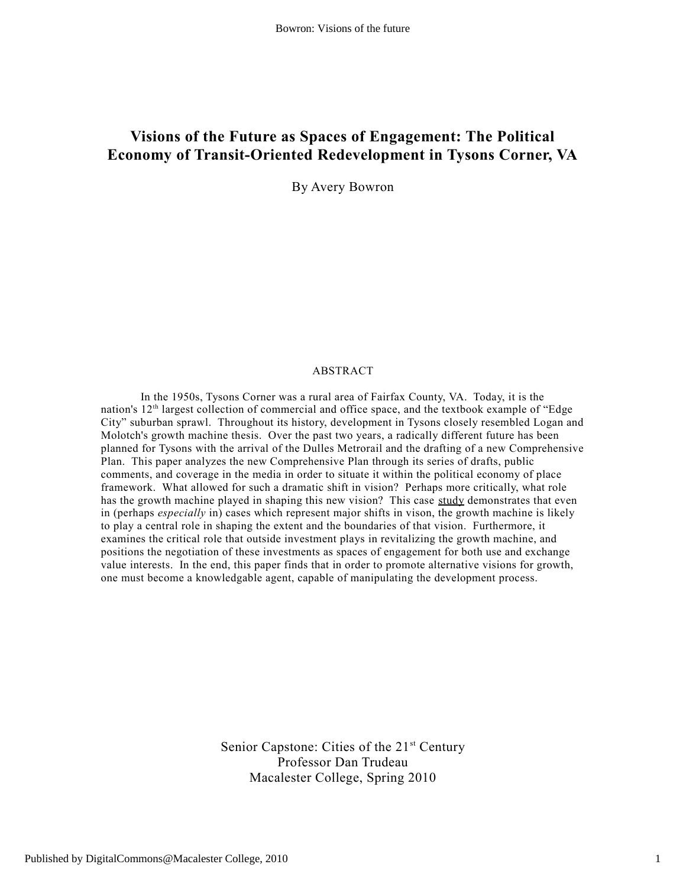# Visions of the Future as Spaces of Engagement: The Political Economy of Transit-Oriented Redevelopment in Tysons Corner, VA

By Avery Bowron

ABSTRACT

In the 1950s, Tysons Corner was a rural area of Fairfax County, VA. Today, it is the nation's 12th largest collection of commercial and office space, and the textbook example of "Edge City" suburban sprawl. Throughout its history, development in Tysons closely resembled Logan and Molotch's growth machine thesis. Over the past two years, a radically different future has been planned for Tysons with the arrival of the Dulles Metrorail and the drafting of a new Comprehensive Plan. This paper analyzes the new Comprehensive Plan through its series of drafts, public comments, and coverage in the media in order to situate it within the political economy of place framework. What allowed for such a dramatic shift in vision? Perhaps more critically, what role has the growth machine played in shaping this new vision? This case study demonstrates that even in (perhaps *especially* in) cases which represent major shifts in vison, the growth machine is likely to play a central role in shaping the extent and the boundaries of that vision. Furthermore, it examines the critical role that outside investment plays in revitalizing the growth machine, and positions the negotiation of these investments as spaces of engagement for both use and exchange value interests. In the end, this paper finds that in order to promote alternative visions for growth, one must become a knowledgable agent, capable of manipulating the development process.

Senior Capstone: Cities of the 21st Century
Professor Dan Trudeau
Macalester College, Spring 2010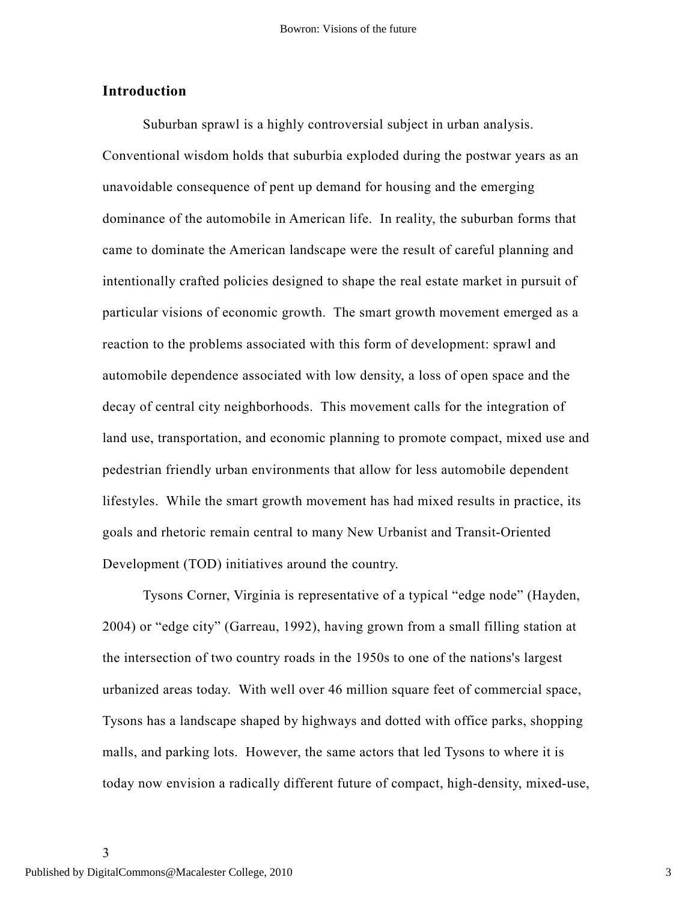## Introduction

Suburban sprawl is a highly controversial subject in urban analysis. Conventional wisdom holds that suburbia exploded during the postwar years as an unavoidable consequence of pent up demand for housing and the emerging dominance of the automobile in American life. In reality, the suburban forms that came to dominate the American landscape were the result of careful planning and intentionally crafted policies designed to shape the real estate market in pursuit of particular visions of economic growth. The smart growth movement emerged as a reaction to the problems associated with this form of development: sprawl and automobile dependence associated with low density, a loss of open space and the decay of central city neighborhoods. This movement calls for the integration of land use, transportation, and economic planning to promote compact, mixed use and pedestrian friendly urban environments that allow for less automobile dependent lifestyles. While the smart growth movement has had mixed results in practice, its goals and rhetoric remain central to many New Urbanist and Transit-Oriented Development (TOD) initiatives around the country.

Tysons Corner, Virginia is representative of a typical "edge node" (Hayden, 2004) or "edge city" (Garreau, 1992), having grown from a small filling station at the intersection of two country roads in the 1950s to one of the nations's largest urbanized areas today. With well over 46 million square feet of commercial space, Tysons has a landscape shaped by highways and dotted with office parks, shopping malls, and parking lots. However, the same actors that led Tysons to where it is today now envision a radically different future of compact, high-density, mixed-use,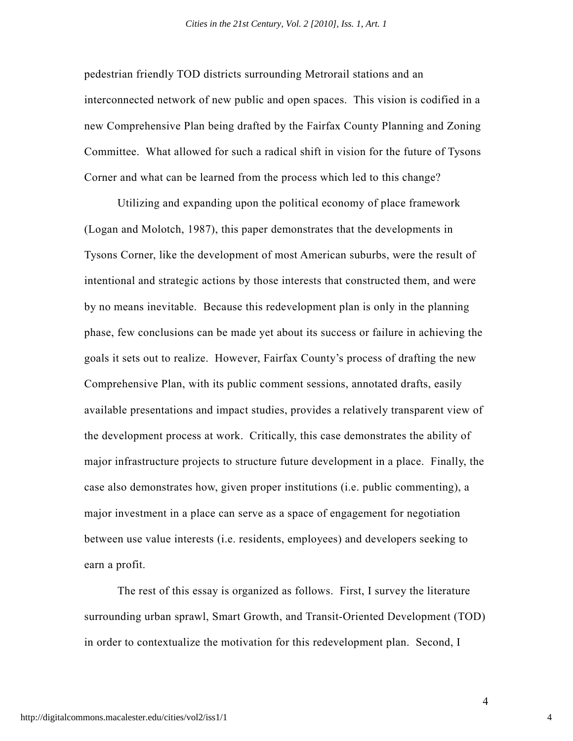pedestrian friendly TOD districts surrounding Metrorail stations and an interconnected network of new public and open spaces. This vision is codified in a new Comprehensive Plan being drafted by the Fairfax County Planning and Zoning Committee. What allowed for such a radical shift in vision for the future of Tysons Corner and what can be learned from the process which led to this change?

Utilizing and expanding upon the political economy of place framework (Logan and Molotch, 1987), this paper demonstrates that the developments in Tysons Corner, like the development of most American suburbs, were the result of intentional and strategic actions by those interests that constructed them, and were by no means inevitable. Because this redevelopment plan is only in the planning phase, few conclusions can be made yet about its success or failure in achieving the goals it sets out to realize. However, Fairfax County's process of drafting the new Comprehensive Plan, with its public comment sessions, annotated drafts, easily available presentations and impact studies, provides a relatively transparent view of the development process at work. Critically, this case demonstrates the ability of major infrastructure projects to structure future development in a place. Finally, the case also demonstrates how, given proper institutions (i.e. public commenting), a major investment in a place can serve as a space of engagement for negotiation between use value interests (i.e. residents, employees) and developers seeking to earn a profit.

The rest of this essay is organized as follows. First, I survey the literature surrounding urban sprawl, Smart Growth, and Transit-Oriented Development (TOD) in order to contextualize the motivation for this redevelopment plan. Second, I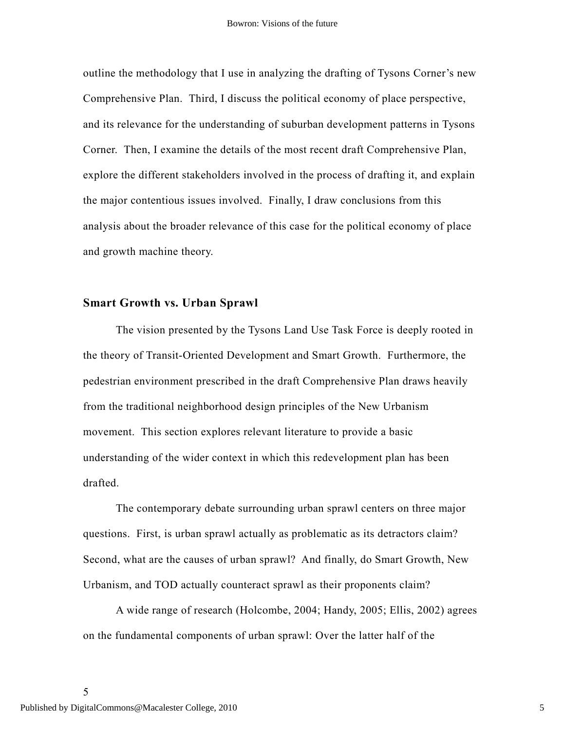outline the methodology that I use in analyzing the drafting of Tysons Corner's new Comprehensive Plan. Third, I discuss the political economy of place perspective, and its relevance for the understanding of suburban development patterns in Tysons Corner. Then, I examine the details of the most recent draft Comprehensive Plan, explore the different stakeholders involved in the process of drafting it, and explain the major contentious issues involved. Finally, I draw conclusions from this analysis about the broader relevance of this case for the political economy of place and growth machine theory.

## Smart Growth vs. Urban Sprawl

The vision presented by the Tysons Land Use Task Force is deeply rooted in the theory of Transit-Oriented Development and Smart Growth. Furthermore, the pedestrian environment prescribed in the draft Comprehensive Plan draws heavily from the traditional neighborhood design principles of the New Urbanism movement. This section explores relevant literature to provide a basic understanding of the wider context in which this redevelopment plan has been drafted.

The contemporary debate surrounding urban sprawl centers on three major questions. First, is urban sprawl actually as problematic as its detractors claim? Second, what are the causes of urban sprawl? And finally, do Smart Growth, New Urbanism, and TOD actually counteract sprawl as their proponents claim?

A wide range of research (Holcombe, 2004; Handy, 2005; Ellis, 2002) agrees on the fundamental components of urban sprawl: Over the latter half of the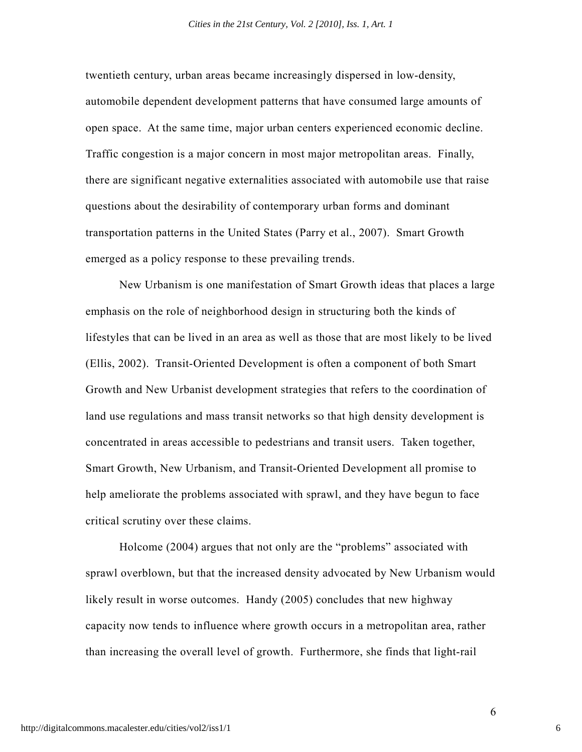twentieth century, urban areas became increasingly dispersed in low-density, automobile dependent development patterns that have consumed large amounts of open space. At the same time, major urban centers experienced economic decline. Traffic congestion is a major concern in most major metropolitan areas. Finally, there are significant negative externalities associated with automobile use that raise questions about the desirability of contemporary urban forms and dominant transportation patterns in the United States (Parry et al., 2007). Smart Growth emerged as a policy response to these prevailing trends.

New Urbanism is one manifestation of Smart Growth ideas that places a large emphasis on the role of neighborhood design in structuring both the kinds of lifestyles that can be lived in an area as well as those that are most likely to be lived (Ellis, 2002). Transit-Oriented Development is often a component of both Smart Growth and New Urbanist development strategies that refers to the coordination of land use regulations and mass transit networks so that high density development is concentrated in areas accessible to pedestrians and transit users. Taken together, Smart Growth, New Urbanism, and Transit-Oriented Development all promise to help ameliorate the problems associated with sprawl, and they have begun to face critical scrutiny over these claims.

Holcome (2004) argues that not only are the "problems" associated with sprawl overblown, but that the increased density advocated by New Urbanism would likely result in worse outcomes. Handy (2005) concludes that new highway capacity now tends to influence where growth occurs in a metropolitan area, rather than increasing the overall level of growth. Furthermore, she finds that light-rail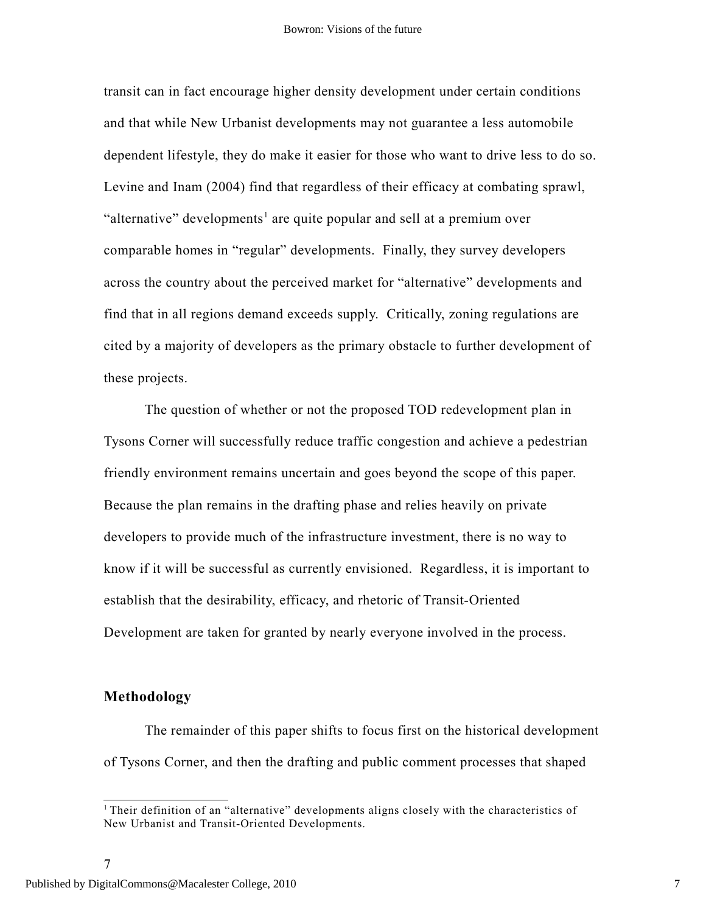transit can in fact encourage higher density development under certain conditions and that while New Urbanist developments may not guarantee a less automobile dependent lifestyle, they do make it easier for those who want to drive less to do so. Levine and Inam (2004) find that regardless of their efficacy at combating sprawl, "alternative" developments[1] are quite popular and sell at a premium over comparable homes in "regular" developments. Finally, they survey developers across the country about the perceived market for "alternative" developments and find that in all regions demand exceeds supply. Critically, zoning regulations are cited by a majority of developers as the primary obstacle to further development of these projects.

The question of whether or not the proposed TOD redevelopment plan in Tysons Corner will successfully reduce traffic congestion and achieve a pedestrian friendly environment remains uncertain and goes beyond the scope of this paper. Because the plan remains in the drafting phase and relies heavily on private developers to provide much of the infrastructure investment, there is no way to know if it will be successful as currently envisioned. Regardless, it is important to establish that the desirability, efficacy, and rhetoric of Transit-Oriented Development are taken for granted by nearly everyone involved in the process.

## Methodology

The remainder of this paper shifts to focus first on the historical development of Tysons Corner, and then the drafting and public comment processes that shaped

[1] Their definition of an "alternative" developments aligns closely with the characteristics of New Urbanist and Transit-Oriented Developments.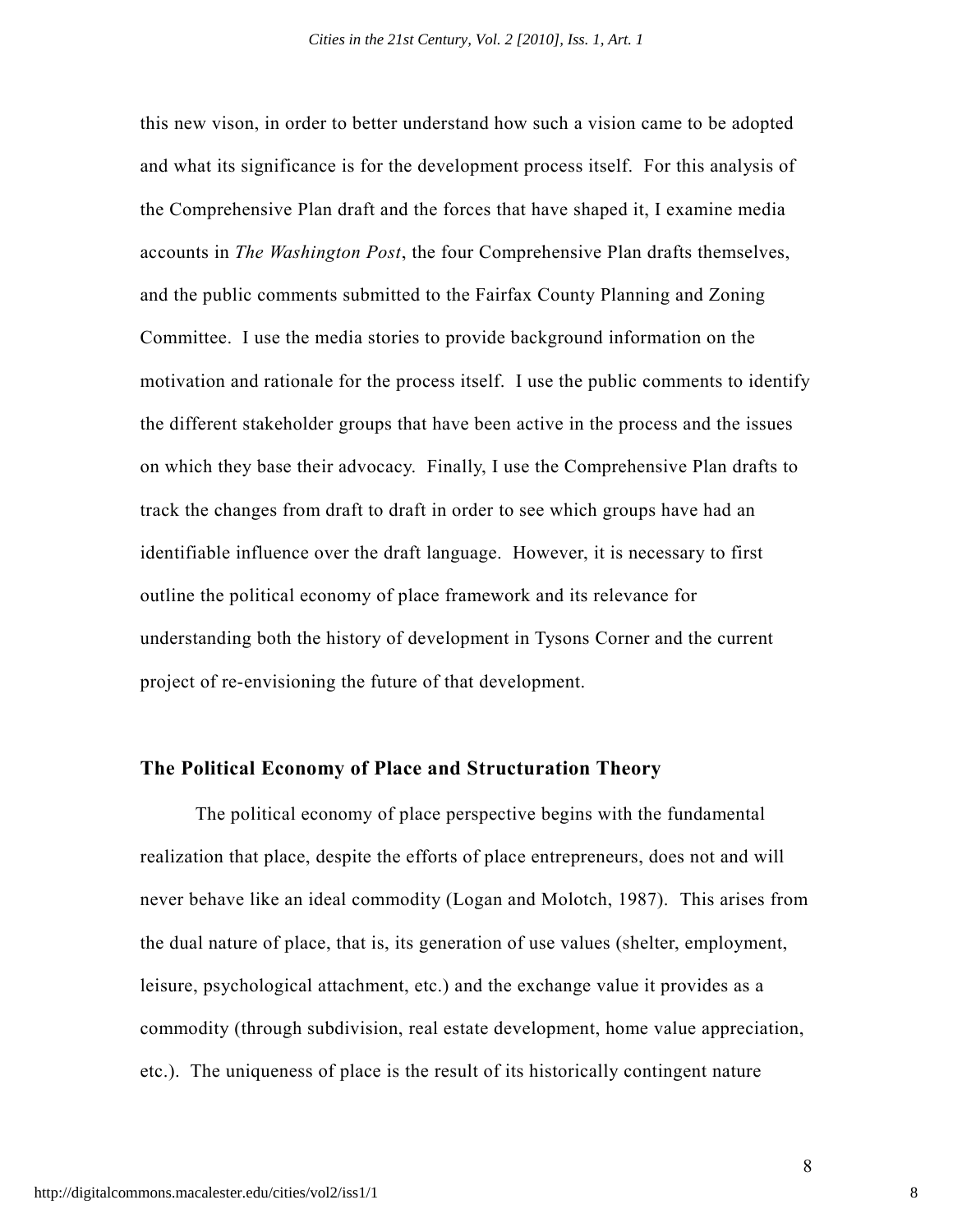this new vison, in order to better understand how such a vision came to be adopted and what its significance is for the development process itself. For this analysis of the Comprehensive Plan draft and the forces that have shaped it, I examine media accounts in *The Washington Post*, the four Comprehensive Plan drafts themselves, and the public comments submitted to the Fairfax County Planning and Zoning Committee. I use the media stories to provide background information on the motivation and rationale for the process itself. I use the public comments to identify the different stakeholder groups that have been active in the process and the issues on which they base their advocacy. Finally, I use the Comprehensive Plan drafts to track the changes from draft to draft in order to see which groups have had an identifiable influence over the draft language. However, it is necessary to first outline the political economy of place framework and its relevance for understanding both the history of development in Tysons Corner and the current project of re-envisioning the future of that development.

## The Political Economy of Place and Structuration Theory

The political economy of place perspective begins with the fundamental realization that place, despite the efforts of place entrepreneurs, does not and will never behave like an ideal commodity (Logan and Molotch, 1987). This arises from the dual nature of place, that is, its generation of use values (shelter, employment, leisure, psychological attachment, etc.) and the exchange value it provides as a commodity (through subdivision, real estate development, home value appreciation, etc.). The uniqueness of place is the result of its historically contingent nature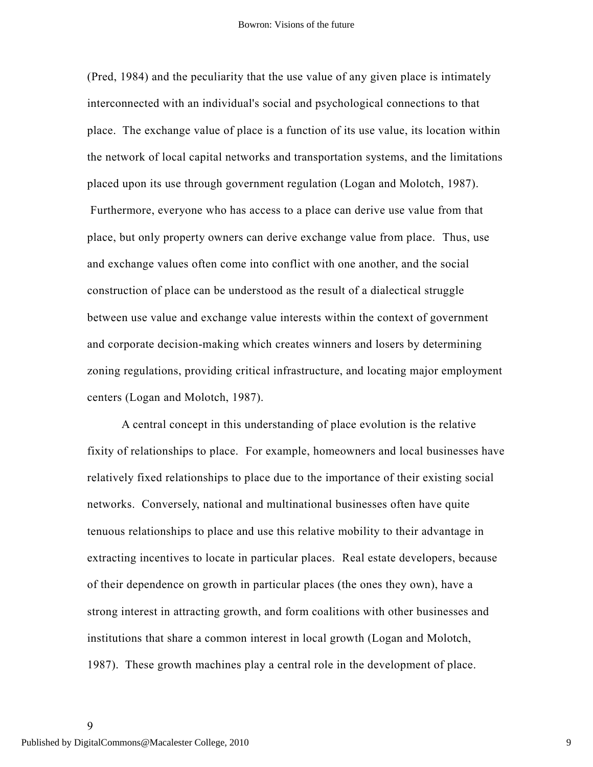(Pred, 1984) and the peculiarity that the use value of any given place is intimately interconnected with an individual's social and psychological connections to that place. The exchange value of place is a function of its use value, its location within the network of local capital networks and transportation systems, and the limitations placed upon its use through government regulation (Logan and Molotch, 1987). Furthermore, everyone who has access to a place can derive use value from that place, but only property owners can derive exchange value from place. Thus, use and exchange values often come into conflict with one another, and the social construction of place can be understood as the result of a dialectical struggle between use value and exchange value interests within the context of government and corporate decision-making which creates winners and losers by determining zoning regulations, providing critical infrastructure, and locating major employment centers (Logan and Molotch, 1987).

A central concept in this understanding of place evolution is the relative fixity of relationships to place. For example, homeowners and local businesses have relatively fixed relationships to place due to the importance of their existing social networks. Conversely, national and multinational businesses often have quite tenuous relationships to place and use this relative mobility to their advantage in extracting incentives to locate in particular places. Real estate developers, because of their dependence on growth in particular places (the ones they own), have a strong interest in attracting growth, and form coalitions with other businesses and institutions that share a common interest in local growth (Logan and Molotch, 1987). These growth machines play a central role in the development of place.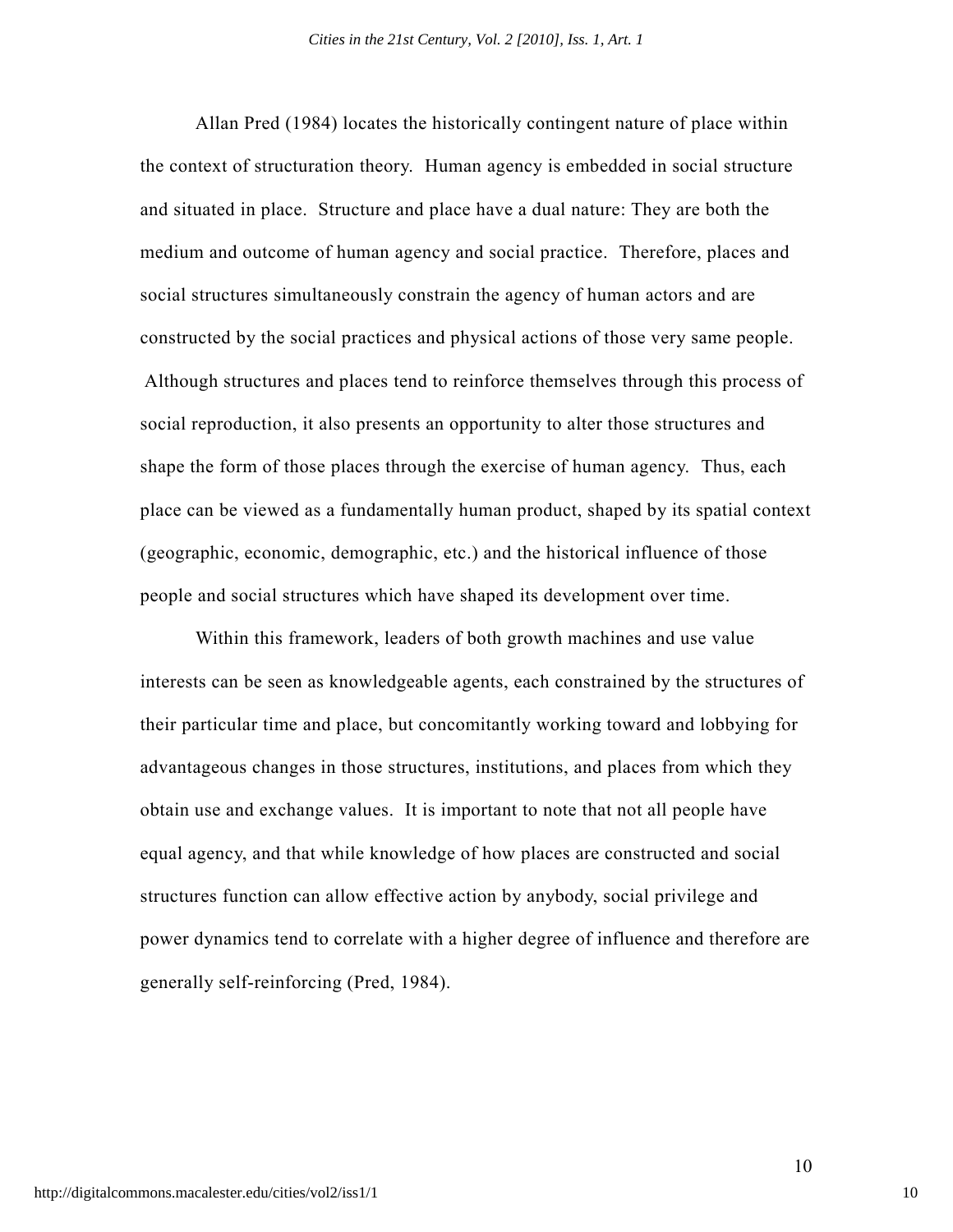Allan Pred (1984) locates the historically contingent nature of place within the context of structuration theory. Human agency is embedded in social structure and situated in place. Structure and place have a dual nature: They are both the medium and outcome of human agency and social practice. Therefore, places and social structures simultaneously constrain the agency of human actors and are constructed by the social practices and physical actions of those very same people. Although structures and places tend to reinforce themselves through this process of social reproduction, it also presents an opportunity to alter those structures and shape the form of those places through the exercise of human agency. Thus, each place can be viewed as a fundamentally human product, shaped by its spatial context (geographic, economic, demographic, etc.) and the historical influence of those people and social structures which have shaped its development over time.

Within this framework, leaders of both growth machines and use value interests can be seen as knowledgeable agents, each constrained by the structures of their particular time and place, but concomitantly working toward and lobbying for advantageous changes in those structures, institutions, and places from which they obtain use and exchange values. It is important to note that not all people have equal agency, and that while knowledge of how places are constructed and social structures function can allow effective action by anybody, social privilege and power dynamics tend to correlate with a higher degree of influence and therefore are generally self-reinforcing (Pred, 1984).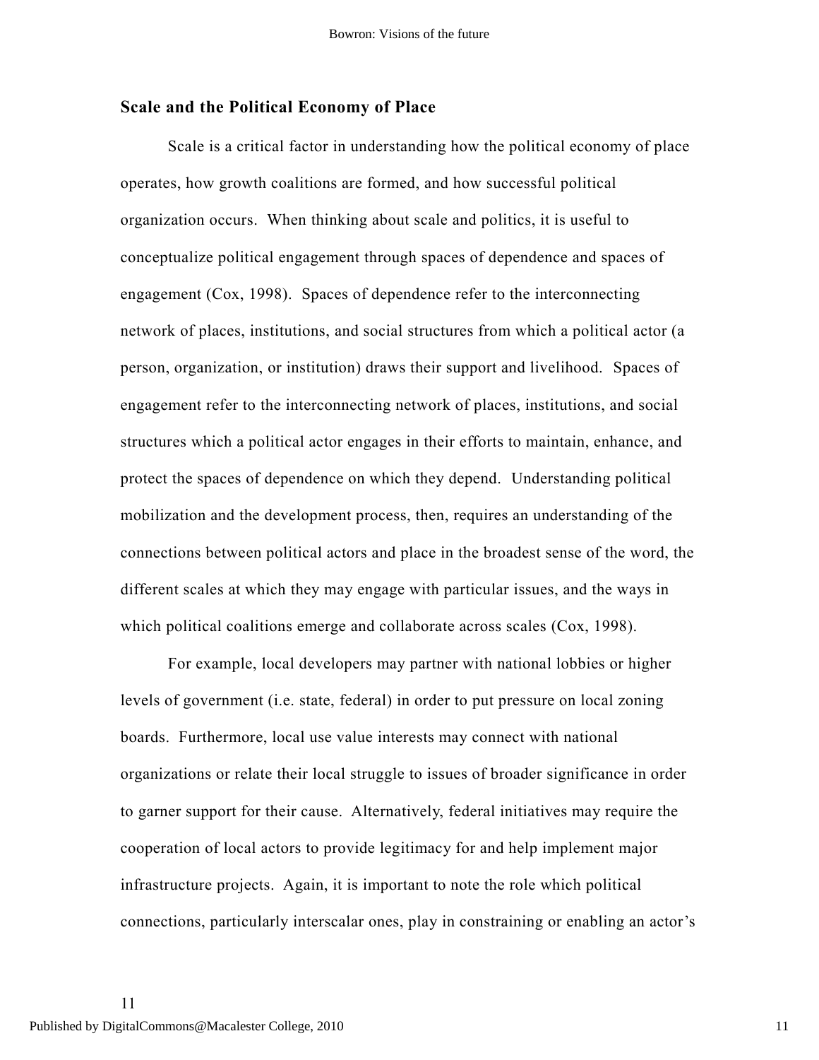## Scale and the Political Economy of Place

Scale is a critical factor in understanding how the political economy of place operates, how growth coalitions are formed, and how successful political organization occurs. When thinking about scale and politics, it is useful to conceptualize political engagement through spaces of dependence and spaces of engagement (Cox, 1998). Spaces of dependence refer to the interconnecting network of places, institutions, and social structures from which a political actor (a person, organization, or institution) draws their support and livelihood. Spaces of engagement refer to the interconnecting network of places, institutions, and social structures which a political actor engages in their efforts to maintain, enhance, and protect the spaces of dependence on which they depend. Understanding political mobilization and the development process, then, requires an understanding of the connections between political actors and place in the broadest sense of the word, the different scales at which they may engage with particular issues, and the ways in which political coalitions emerge and collaborate across scales (Cox, 1998).

For example, local developers may partner with national lobbies or higher levels of government (i.e. state, federal) in order to put pressure on local zoning boards. Furthermore, local use value interests may connect with national organizations or relate their local struggle to issues of broader significance in order to garner support for their cause. Alternatively, federal initiatives may require the cooperation of local actors to provide legitimacy for and help implement major infrastructure projects. Again, it is important to note the role which political connections, particularly interscalar ones, play in constraining or enabling an actor's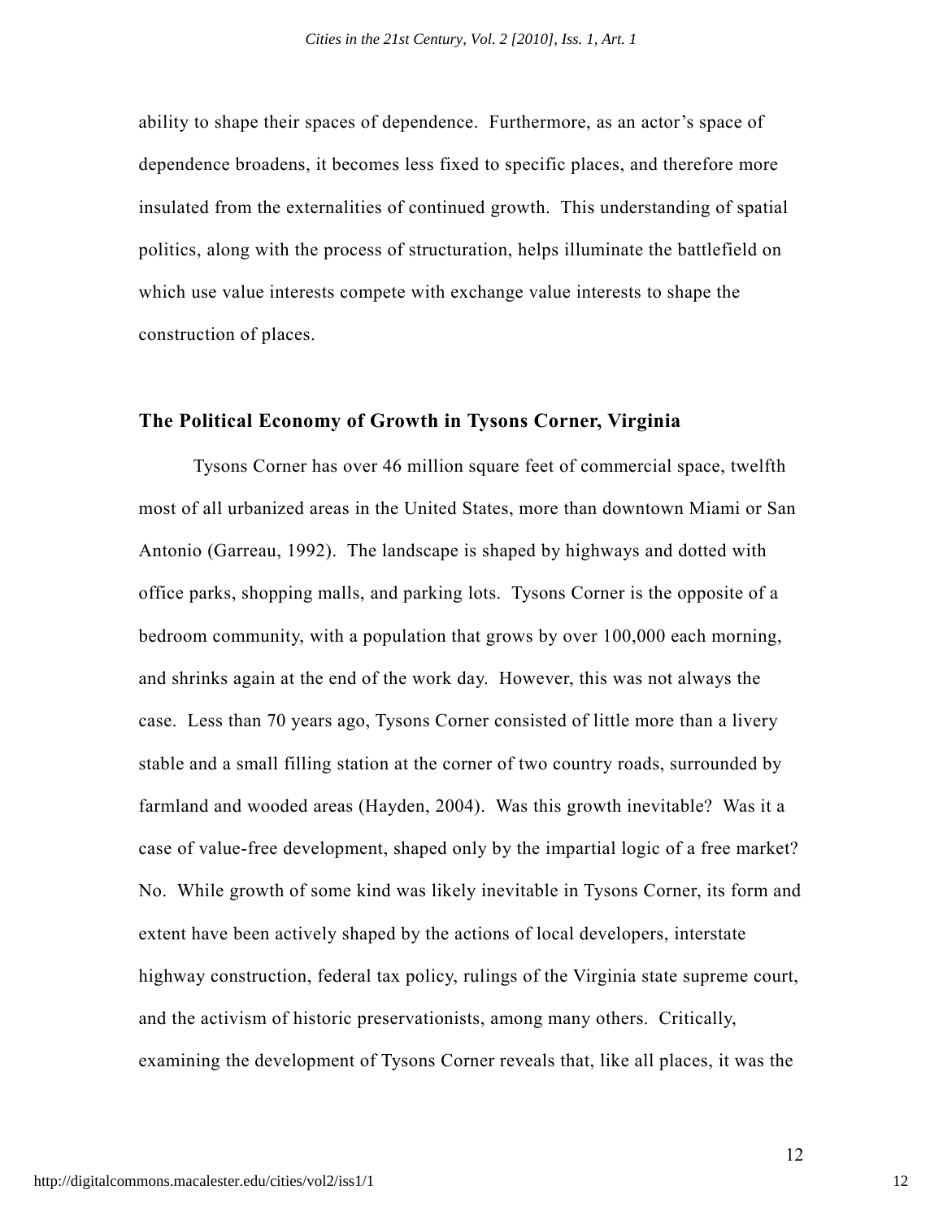ability to shape their spaces of dependence. Furthermore, as an actor's space of dependence broadens, it becomes less fixed to specific places, and therefore more insulated from the externalities of continued growth. This understanding of spatial politics, along with the process of structuration, helps illuminate the battlefield on which use value interests compete with exchange value interests to shape the construction of places.

## The Political Economy of Growth in Tysons Corner, Virginia

Tysons Corner has over 46 million square feet of commercial space, twelfth most of all urbanized areas in the United States, more than downtown Miami or San Antonio (Garreau, 1992). The landscape is shaped by highways and dotted with office parks, shopping malls, and parking lots. Tysons Corner is the opposite of a bedroom community, with a population that grows by over 100,000 each morning, and shrinks again at the end of the work day. However, this was not always the case. Less than 70 years ago, Tysons Corner consisted of little more than a livery stable and a small filling station at the corner of two country roads, surrounded by farmland and wooded areas (Hayden, 2004). Was this growth inevitable? Was it a case of value-free development, shaped only by the impartial logic of a free market? No. While growth of some kind was likely inevitable in Tysons Corner, its form and extent have been actively shaped by the actions of local developers, interstate highway construction, federal tax policy, rulings of the Virginia state supreme court, and the activism of historic preservationists, among many others. Critically, examining the development of Tysons Corner reveals that, like all places, it was the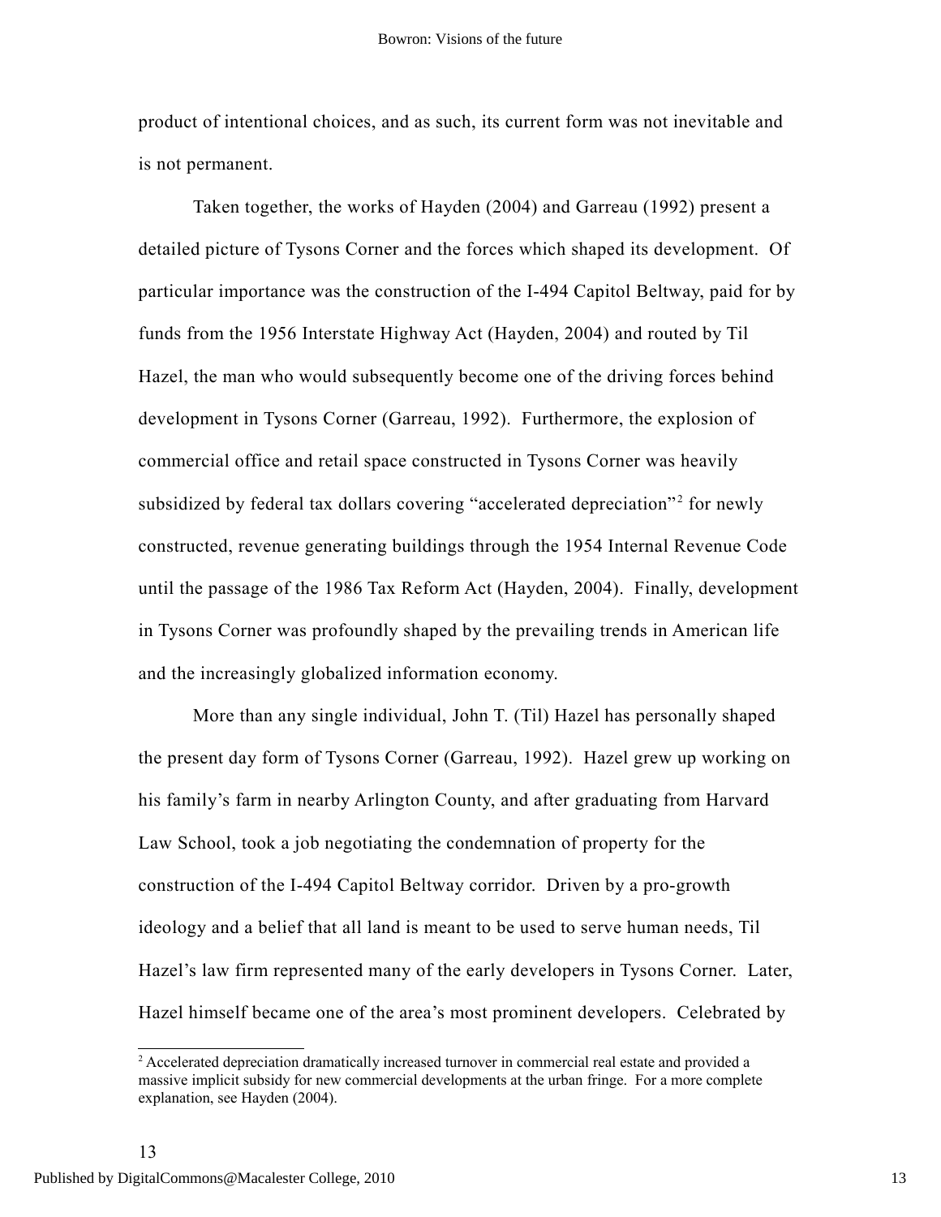product of intentional choices, and as such, its current form was not inevitable and is not permanent.

Taken together, the works of Hayden (2004) and Garreau (1992) present a detailed picture of Tysons Corner and the forces which shaped its development. Of particular importance was the construction of the I-494 Capitol Beltway, paid for by funds from the 1956 Interstate Highway Act (Hayden, 2004) and routed by Til Hazel, the man who would subsequently become one of the driving forces behind development in Tysons Corner (Garreau, 1992). Furthermore, the explosion of commercial office and retail space constructed in Tysons Corner was heavily subsidized by federal tax dollars covering "accelerated depreciation"[2] for newly constructed, revenue generating buildings through the 1954 Internal Revenue Code until the passage of the 1986 Tax Reform Act (Hayden, 2004). Finally, development in Tysons Corner was profoundly shaped by the prevailing trends in American life and the increasingly globalized information economy.

More than any single individual, John T. (Til) Hazel has personally shaped the present day form of Tysons Corner (Garreau, 1992). Hazel grew up working on his family's farm in nearby Arlington County, and after graduating from Harvard Law School, took a job negotiating the condemnation of property for the construction of the I-494 Capitol Beltway corridor. Driven by a pro-growth ideology and a belief that all land is meant to be used to serve human needs, Til Hazel's law firm represented many of the early developers in Tysons Corner. Later, Hazel himself became one of the area's most prominent developers. Celebrated by

[2] Accelerated depreciation dramatically increased turnover in commercial real estate and provided a massive implicit subsidy for new commercial developments at the urban fringe. For a more complete explanation, see Hayden (2004).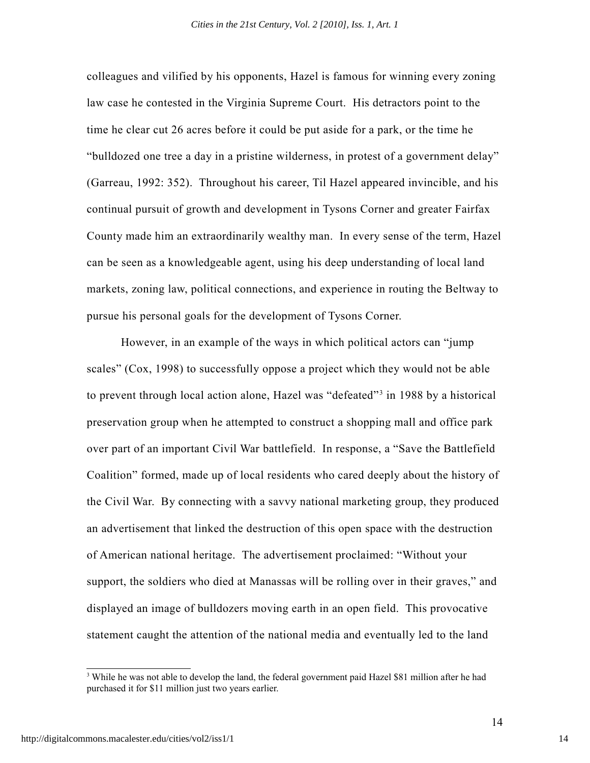colleagues and vilified by his opponents, Hazel is famous for winning every zoning law case he contested in the Virginia Supreme Court. His detractors point to the time he clear cut 26 acres before it could be put aside for a park, or the time he "bulldozed one tree a day in a pristine wilderness, in protest of a government delay" (Garreau, 1992: 352). Throughout his career, Til Hazel appeared invincible, and his continual pursuit of growth and development in Tysons Corner and greater Fairfax County made him an extraordinarily wealthy man. In every sense of the term, Hazel can be seen as a knowledgeable agent, using his deep understanding of local land markets, zoning law, political connections, and experience in routing the Beltway to pursue his personal goals for the development of Tysons Corner.

However, in an example of the ways in which political actors can "jump scales" (Cox, 1998) to successfully oppose a project which they would not be able to prevent through local action alone, Hazel was "defeated"[3] in 1988 by a historical preservation group when he attempted to construct a shopping mall and office park over part of an important Civil War battlefield. In response, a "Save the Battlefield Coalition" formed, made up of local residents who cared deeply about the history of the Civil War. By connecting with a savvy national marketing group, they produced an advertisement that linked the destruction of this open space with the destruction of American national heritage. The advertisement proclaimed: "Without your support, the soldiers who died at Manassas will be rolling over in their graves," and displayed an image of bulldozers moving earth in an open field. This provocative statement caught the attention of the national media and eventually led to the land

[3] While he was not able to develop the land, the federal government paid Hazel $81 million after he had purchased it for $11 million just two years earlier.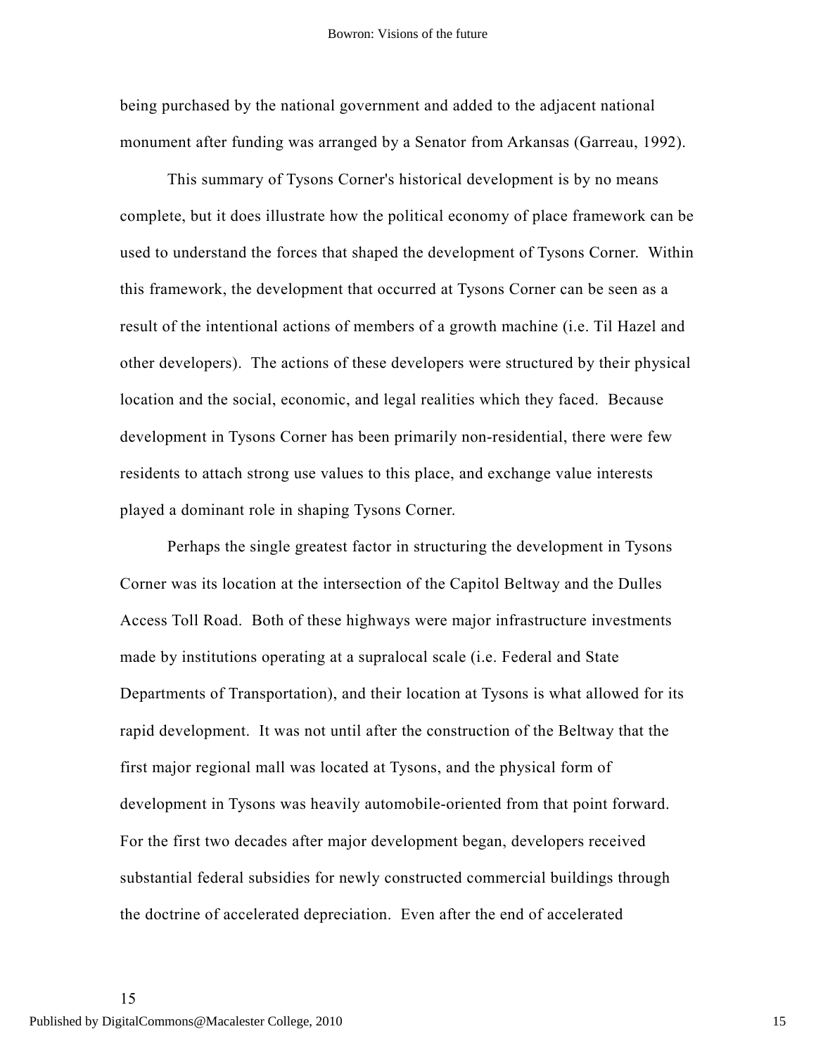being purchased by the national government and added to the adjacent national monument after funding was arranged by a Senator from Arkansas (Garreau, 1992).

This summary of Tysons Corner's historical development is by no means complete, but it does illustrate how the political economy of place framework can be used to understand the forces that shaped the development of Tysons Corner. Within this framework, the development that occurred at Tysons Corner can be seen as a result of the intentional actions of members of a growth machine (i.e. Til Hazel and other developers). The actions of these developers were structured by their physical location and the social, economic, and legal realities which they faced. Because development in Tysons Corner has been primarily non-residential, there were few residents to attach strong use values to this place, and exchange value interests played a dominant role in shaping Tysons Corner.

Perhaps the single greatest factor in structuring the development in Tysons Corner was its location at the intersection of the Capitol Beltway and the Dulles Access Toll Road. Both of these highways were major infrastructure investments made by institutions operating at a supralocal scale (i.e. Federal and State Departments of Transportation), and their location at Tysons is what allowed for its rapid development. It was not until after the construction of the Beltway that the first major regional mall was located at Tysons, and the physical form of development in Tysons was heavily automobile-oriented from that point forward. For the first two decades after major development began, developers received substantial federal subsidies for newly constructed commercial buildings through the doctrine of accelerated depreciation. Even after the end of accelerated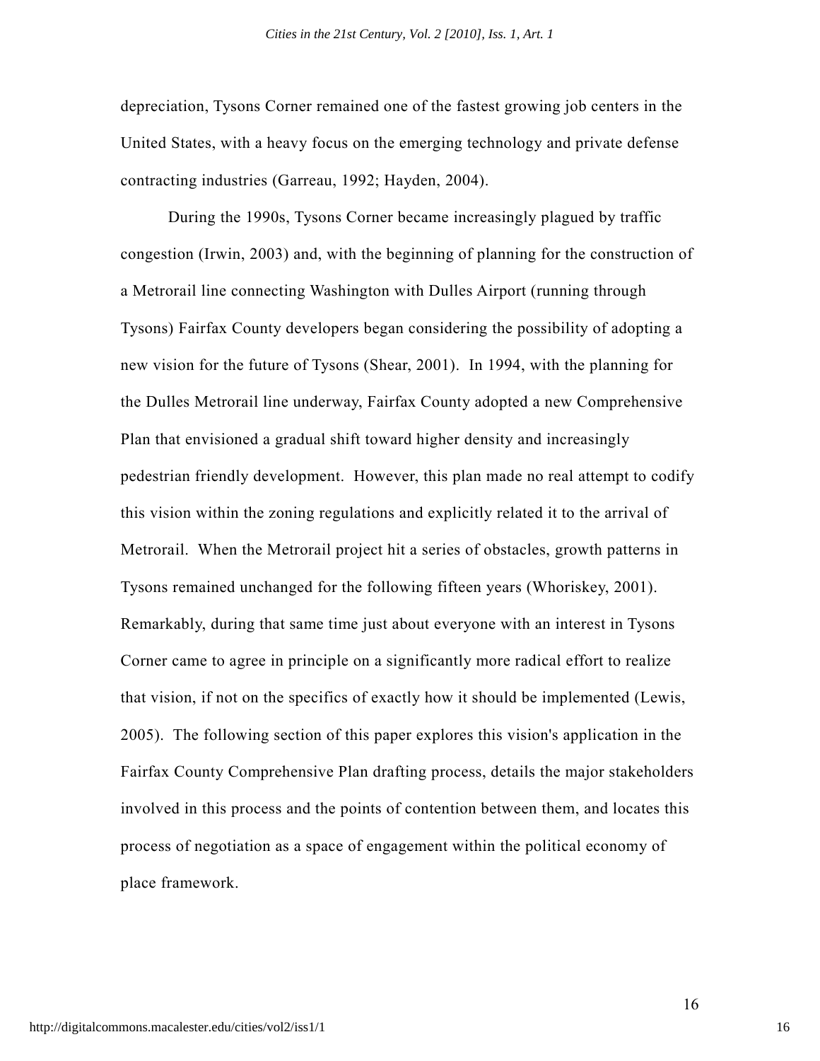depreciation, Tysons Corner remained one of the fastest growing job centers in the United States, with a heavy focus on the emerging technology and private defense contracting industries (Garreau, 1992; Hayden, 2004).

During the 1990s, Tysons Corner became increasingly plagued by traffic congestion (Irwin, 2003) and, with the beginning of planning for the construction of a Metrorail line connecting Washington with Dulles Airport (running through Tysons) Fairfax County developers began considering the possibility of adopting a new vision for the future of Tysons (Shear, 2001). In 1994, with the planning for the Dulles Metrorail line underway, Fairfax County adopted a new Comprehensive Plan that envisioned a gradual shift toward higher density and increasingly pedestrian friendly development. However, this plan made no real attempt to codify this vision within the zoning regulations and explicitly related it to the arrival of Metrorail. When the Metrorail project hit a series of obstacles, growth patterns in Tysons remained unchanged for the following fifteen years (Whoriskey, 2001). Remarkably, during that same time just about everyone with an interest in Tysons Corner came to agree in principle on a significantly more radical effort to realize that vision, if not on the specifics of exactly how it should be implemented (Lewis, 2005). The following section of this paper explores this vision's application in the Fairfax County Comprehensive Plan drafting process, details the major stakeholders involved in this process and the points of contention between them, and locates this process of negotiation as a space of engagement within the political economy of place framework.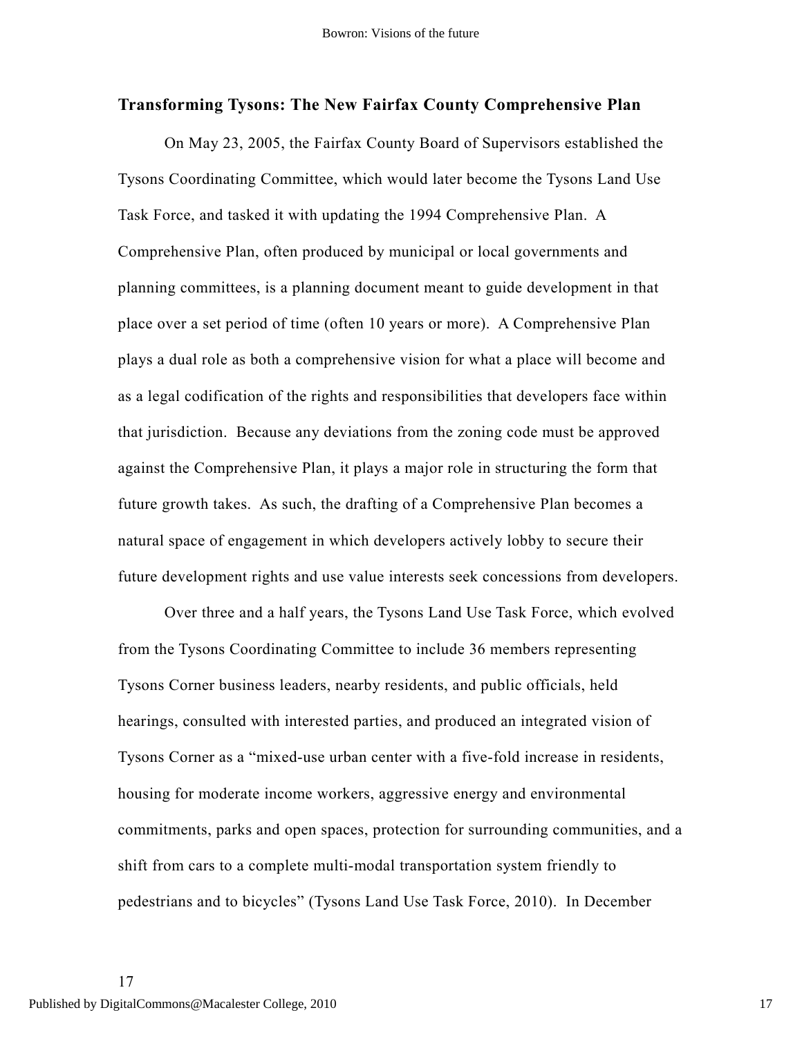### Transforming Tysons: The New Fairfax County Comprehensive Plan

On May 23, 2005, the Fairfax County Board of Supervisors established the Tysons Coordinating Committee, which would later become the Tysons Land Use Task Force, and tasked it with updating the 1994 Comprehensive Plan. A Comprehensive Plan, often produced by municipal or local governments and planning committees, is a planning document meant to guide development in that place over a set period of time (often 10 years or more). A Comprehensive Plan plays a dual role as both a comprehensive vision for what a place will become and as a legal codification of the rights and responsibilities that developers face within that jurisdiction. Because any deviations from the zoning code must be approved against the Comprehensive Plan, it plays a major role in structuring the form that future growth takes. As such, the drafting of a Comprehensive Plan becomes a natural space of engagement in which developers actively lobby to secure their future development rights and use value interests seek concessions from developers.

Over three and a half years, the Tysons Land Use Task Force, which evolved from the Tysons Coordinating Committee to include 36 members representing Tysons Corner business leaders, nearby residents, and public officials, held hearings, consulted with interested parties, and produced an integrated vision of Tysons Corner as a "mixed-use urban center with a five-fold increase in residents, housing for moderate income workers, aggressive energy and environmental commitments, parks and open spaces, protection for surrounding communities, and a shift from cars to a complete multi-modal transportation system friendly to pedestrians and to bicycles" (Tysons Land Use Task Force, 2010). In December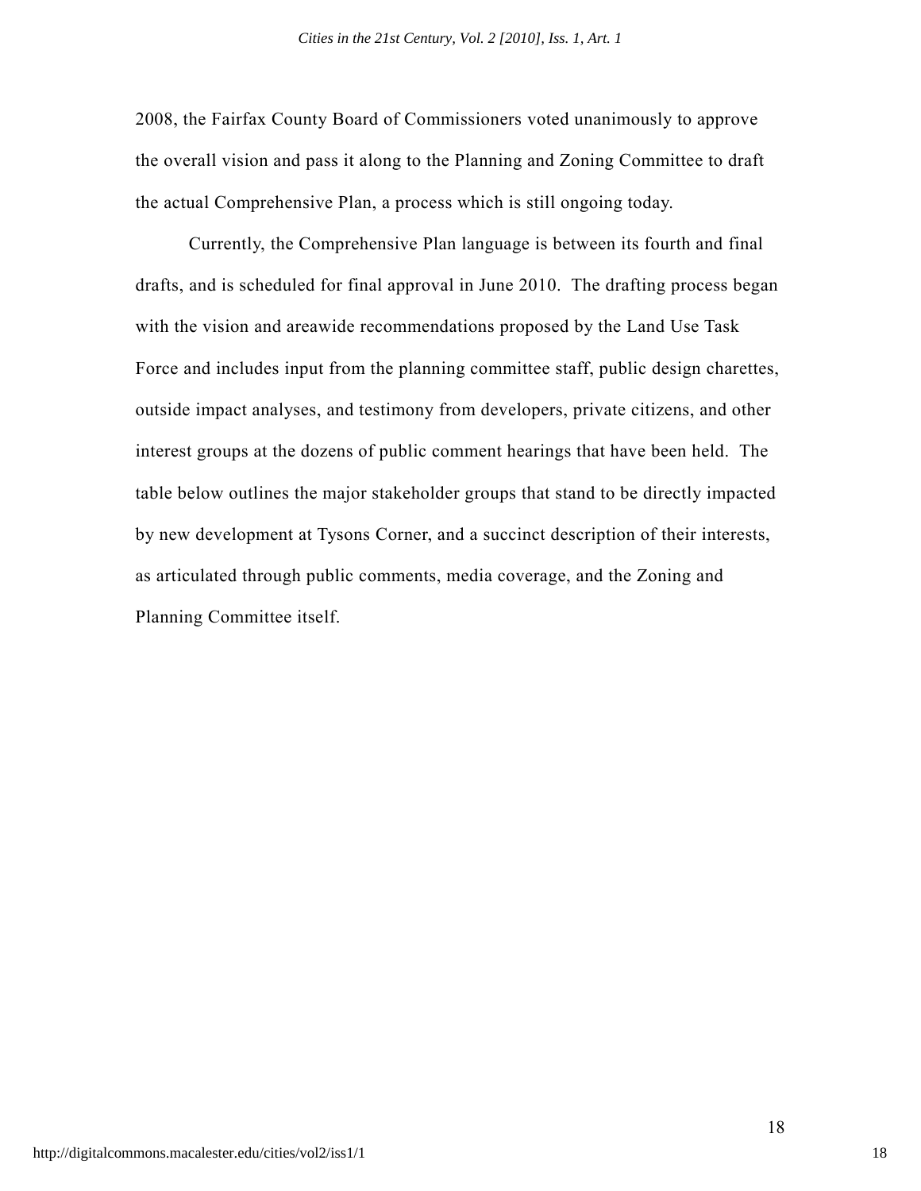2008, the Fairfax County Board of Commissioners voted unanimously to approve the overall vision and pass it along to the Planning and Zoning Committee to draft the actual Comprehensive Plan, a process which is still ongoing today.

Currently, the Comprehensive Plan language is between its fourth and final drafts, and is scheduled for final approval in June 2010. The drafting process began with the vision and areawide recommendations proposed by the Land Use Task Force and includes input from the planning committee staff, public design charettes, outside impact analyses, and testimony from developers, private citizens, and other interest groups at the dozens of public comment hearings that have been held. The table below outlines the major stakeholder groups that stand to be directly impacted by new development at Tysons Corner, and a succinct description of their interests, as articulated through public comments, media coverage, and the Zoning and Planning Committee itself.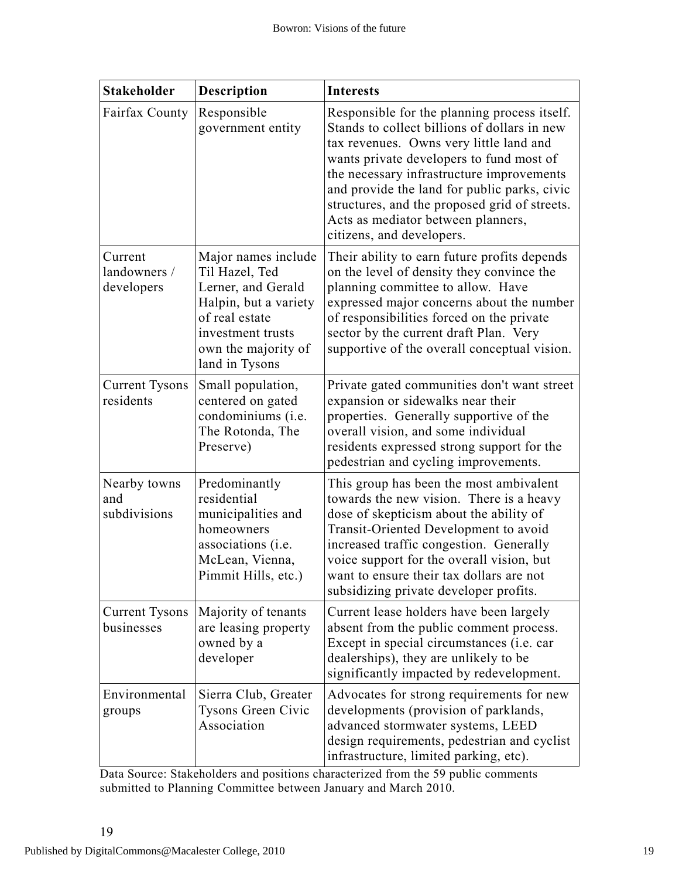| Stakeholder | Description | Interests |
|---|---|---|
| Fairfax County | Responsible government entity | Responsible for the planning process itself. Stands to collect billions of dollars in new tax revenues. Owns very little land and wants private developers to fund most of the necessary infrastructure improvements and provide the land for public parks, civic structures, and the proposed grid of streets. Acts as mediator between planners, citizens, and developers. |
| Current landowners / developers | Major names include Til Hazel, Ted Lerner, and Gerald Halpin, but a variety of real estate investment trusts own the majority of land in Tysons | Their ability to earn future profits depends on the level of density they convince the planning committee to allow. Have expressed major concerns about the number of responsibilities forced on the private sector by the current draft Plan. Very supportive of the overall conceptual vision. |
| Current Tysons residents | Small population, centered on gated condominiums (i.e. The Rotonda, The Preserve) | Private gated communities don't want street expansion or sidewalks near their properties. Generally supportive of the overall vision, and some individual residents expressed strong support for the pedestrian and cycling improvements. |
| Nearby towns and subdivisions | Predominantly residential municipalities and homeowners associations (i.e. McLean, Vienna, Pimmit Hills, etc.) | This group has been the most ambivalent towards the new vision. There is a heavy dose of skepticism about the ability of Transit-Oriented Development to avoid increased traffic congestion. Generally voice support for the overall vision, but want to ensure their tax dollars are not subsidizing private developer profits. |
| Current Tysons businesses | Majority of tenants are leasing property owned by a developer | Current lease holders have been largely absent from the public comment process. Except in special circumstances (i.e. car dealerships), they are unlikely to be significantly impacted by redevelopment. |
| Environmental groups | Sierra Club, Greater Tysons Green Civic Association | Advocates for strong requirements for new developments (provision of parklands, advanced stormwater systems, LEED design requirements, pedestrian and cyclist infrastructure, limited parking, etc). |

Data Source: Stakeholders and positions characterized from the 59 public comments submitted to Planning Committee between January and March 2010.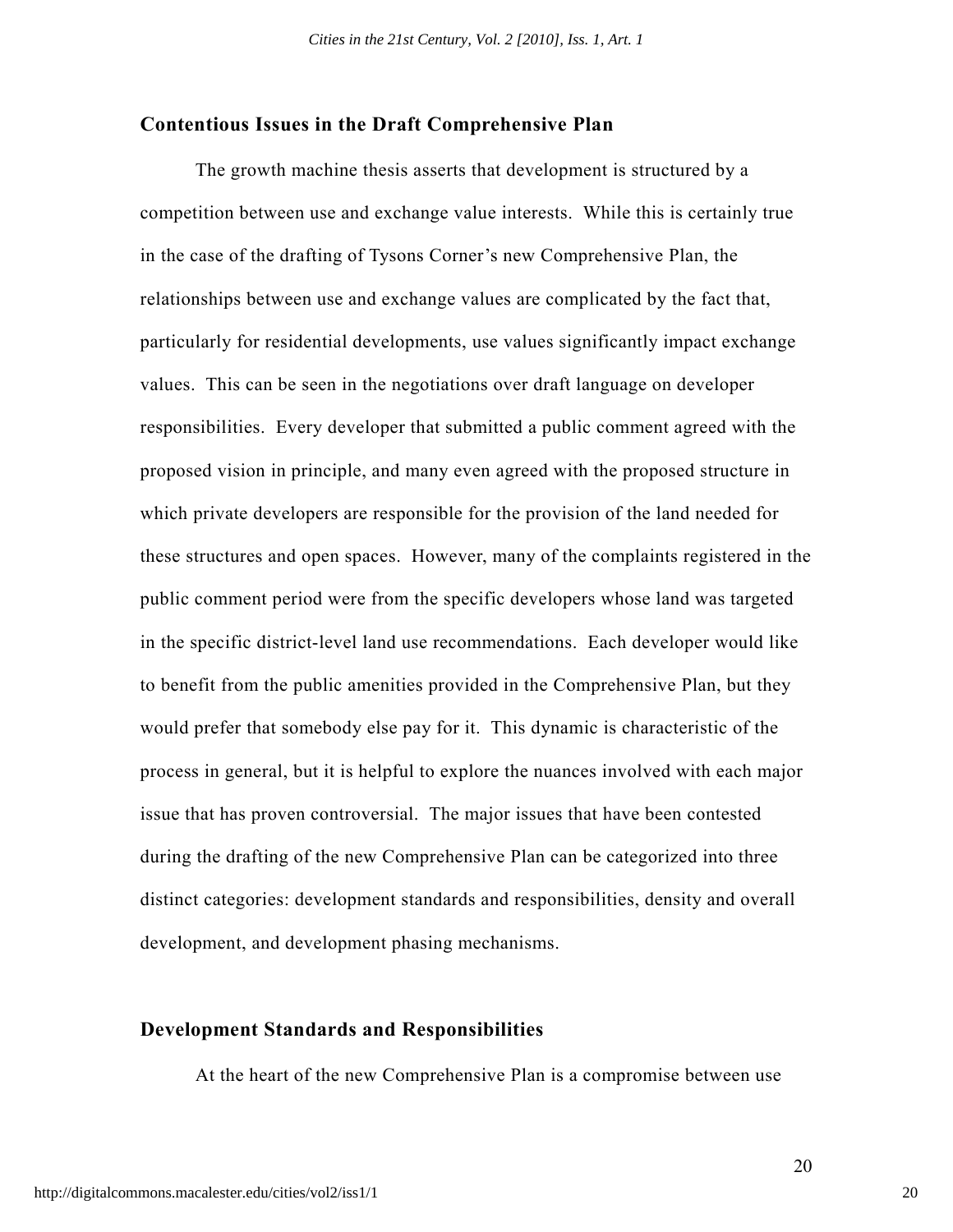## Contentious Issues in the Draft Comprehensive Plan

The growth machine thesis asserts that development is structured by a competition between use and exchange value interests. While this is certainly true in the case of the drafting of Tysons Corner's new Comprehensive Plan, the relationships between use and exchange values are complicated by the fact that, particularly for residential developments, use values significantly impact exchange values. This can be seen in the negotiations over draft language on developer responsibilities. Every developer that submitted a public comment agreed with the proposed vision in principle, and many even agreed with the proposed structure in which private developers are responsible for the provision of the land needed for these structures and open spaces. However, many of the complaints registered in the public comment period were from the specific developers whose land was targeted in the specific district-level land use recommendations. Each developer would like to benefit from the public amenities provided in the Comprehensive Plan, but they would prefer that somebody else pay for it. This dynamic is characteristic of the process in general, but it is helpful to explore the nuances involved with each major issue that has proven controversial. The major issues that have been contested during the drafting of the new Comprehensive Plan can be categorized into three distinct categories: development standards and responsibilities, density and overall development, and development phasing mechanisms.

## Development Standards and Responsibilities

At the heart of the new Comprehensive Plan is a compromise between use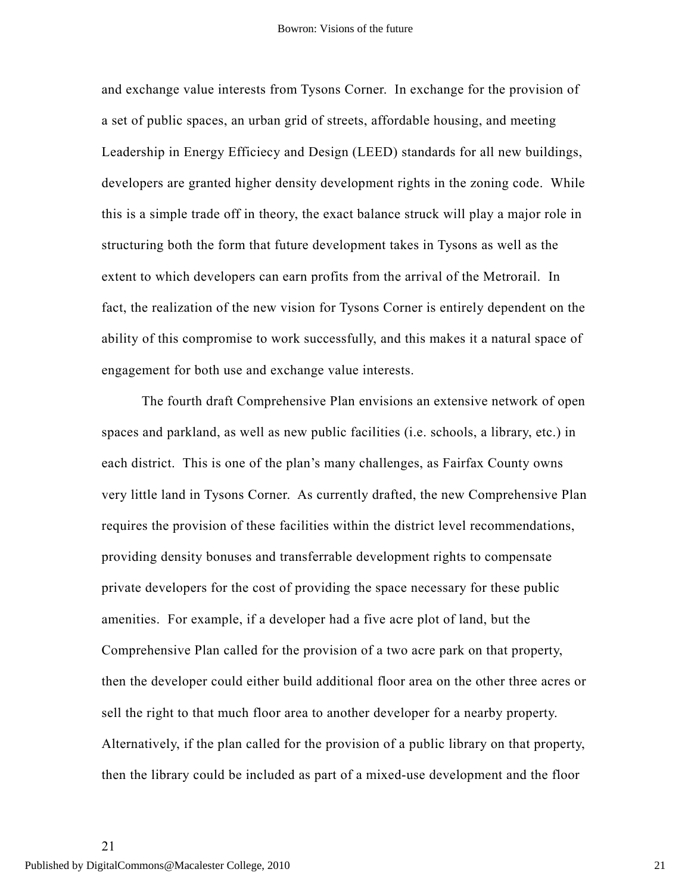and exchange value interests from Tysons Corner. In exchange for the provision of a set of public spaces, an urban grid of streets, affordable housing, and meeting Leadership in Energy Efficiecy and Design (LEED) standards for all new buildings, developers are granted higher density development rights in the zoning code. While this is a simple trade off in theory, the exact balance struck will play a major role in structuring both the form that future development takes in Tysons as well as the extent to which developers can earn profits from the arrival of the Metrorail. In fact, the realization of the new vision for Tysons Corner is entirely dependent on the ability of this compromise to work successfully, and this makes it a natural space of engagement for both use and exchange value interests.

The fourth draft Comprehensive Plan envisions an extensive network of open spaces and parkland, as well as new public facilities (i.e. schools, a library, etc.) in each district. This is one of the plan's many challenges, as Fairfax County owns very little land in Tysons Corner. As currently drafted, the new Comprehensive Plan requires the provision of these facilities within the district level recommendations, providing density bonuses and transferrable development rights to compensate private developers for the cost of providing the space necessary for these public amenities. For example, if a developer had a five acre plot of land, but the Comprehensive Plan called for the provision of a two acre park on that property, then the developer could either build additional floor area on the other three acres or sell the right to that much floor area to another developer for a nearby property. Alternatively, if the plan called for the provision of a public library on that property, then the library could be included as part of a mixed-use development and the floor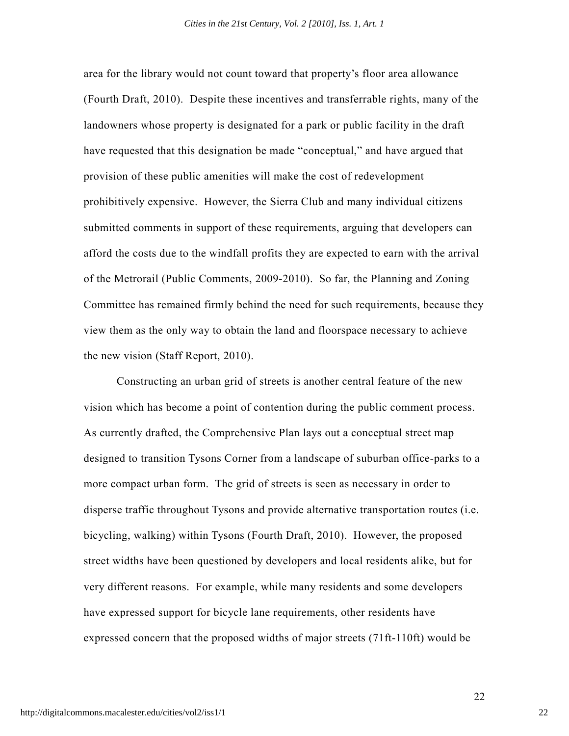area for the library would not count toward that property's floor area allowance (Fourth Draft, 2010). Despite these incentives and transferrable rights, many of the landowners whose property is designated for a park or public facility in the draft have requested that this designation be made "conceptual," and have argued that provision of these public amenities will make the cost of redevelopment prohibitively expensive. However, the Sierra Club and many individual citizens submitted comments in support of these requirements, arguing that developers can afford the costs due to the windfall profits they are expected to earn with the arrival of the Metrorail (Public Comments, 2009-2010). So far, the Planning and Zoning Committee has remained firmly behind the need for such requirements, because they view them as the only way to obtain the land and floorspace necessary to achieve the new vision (Staff Report, 2010).

Constructing an urban grid of streets is another central feature of the new vision which has become a point of contention during the public comment process. As currently drafted, the Comprehensive Plan lays out a conceptual street map designed to transition Tysons Corner from a landscape of suburban office-parks to a more compact urban form. The grid of streets is seen as necessary in order to disperse traffic throughout Tysons and provide alternative transportation routes (i.e. bicycling, walking) within Tysons (Fourth Draft, 2010). However, the proposed street widths have been questioned by developers and local residents alike, but for very different reasons. For example, while many residents and some developers have expressed support for bicycle lane requirements, other residents have expressed concern that the proposed widths of major streets (71ft-110ft) would be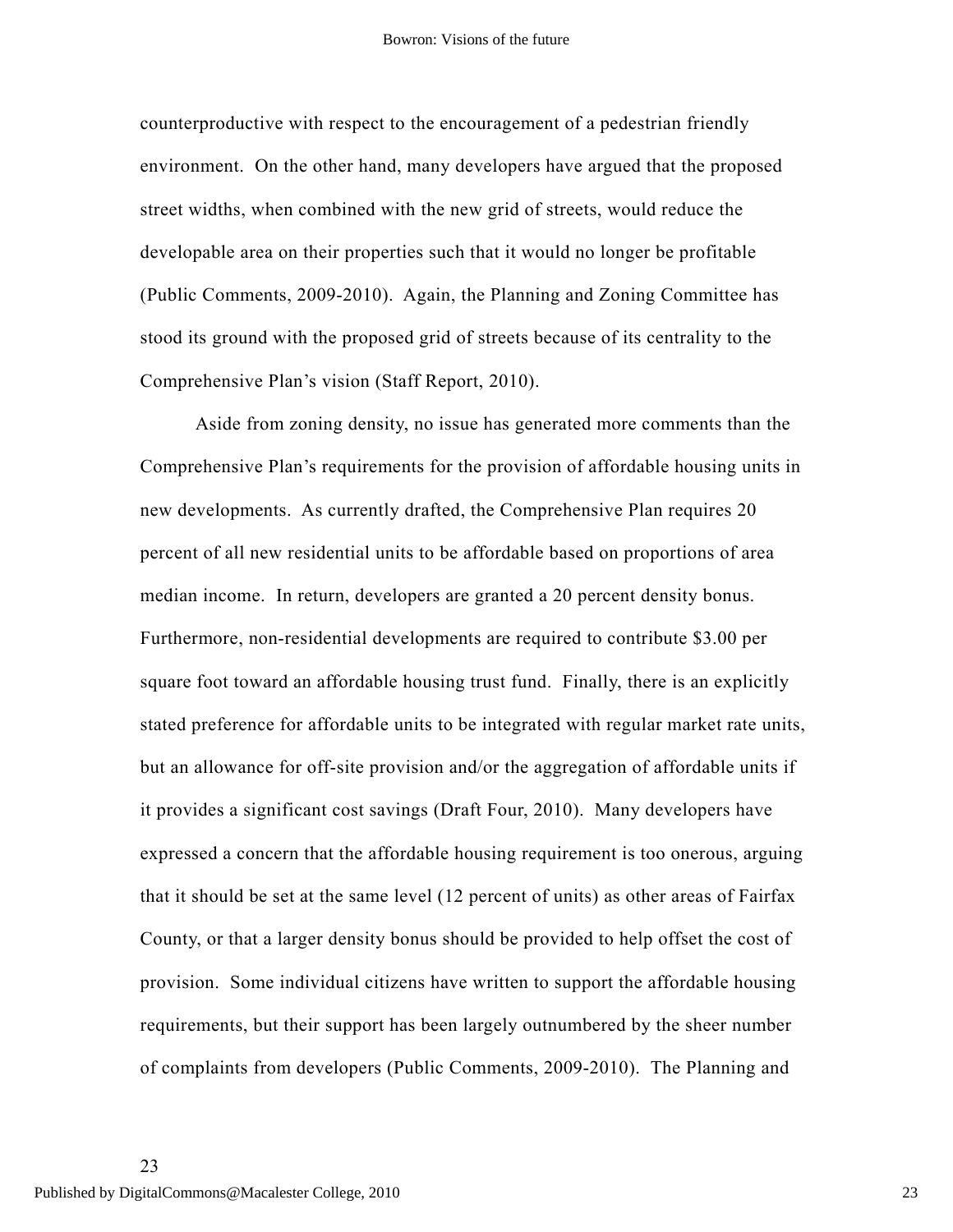counterproductive with respect to the encouragement of a pedestrian friendly environment. On the other hand, many developers have argued that the proposed street widths, when combined with the new grid of streets, would reduce the developable area on their properties such that it would no longer be profitable (Public Comments, 2009-2010). Again, the Planning and Zoning Committee has stood its ground with the proposed grid of streets because of its centrality to the Comprehensive Plan's vision (Staff Report, 2010).

Aside from zoning density, no issue has generated more comments than the Comprehensive Plan's requirements for the provision of affordable housing units in new developments. As currently drafted, the Comprehensive Plan requires 20 percent of all new residential units to be affordable based on proportions of area median income. In return, developers are granted a 20 percent density bonus. Furthermore, non-residential developments are required to contribute $3.00 per square foot toward an affordable housing trust fund. Finally, there is an explicitly stated preference for affordable units to be integrated with regular market rate units, but an allowance for off-site provision and/or the aggregation of affordable units if it provides a significant cost savings (Draft Four, 2010). Many developers have expressed a concern that the affordable housing requirement is too onerous, arguing that it should be set at the same level (12 percent of units) as other areas of Fairfax County, or that a larger density bonus should be provided to help offset the cost of provision. Some individual citizens have written to support the affordable housing requirements, but their support has been largely outnumbered by the sheer number of complaints from developers (Public Comments, 2009-2010). The Planning and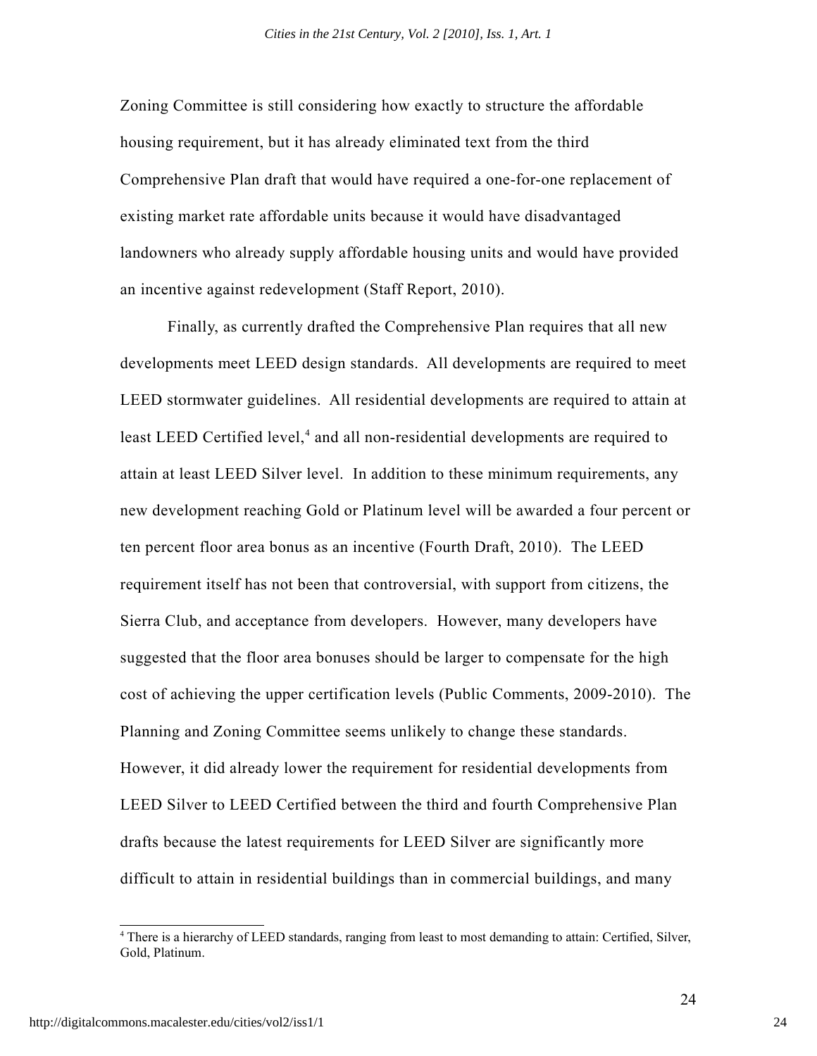Zoning Committee is still considering how exactly to structure the affordable housing requirement, but it has already eliminated text from the third Comprehensive Plan draft that would have required a one-for-one replacement of existing market rate affordable units because it would have disadvantaged landowners who already supply affordable housing units and would have provided an incentive against redevelopment (Staff Report, 2010).

Finally, as currently drafted the Comprehensive Plan requires that all new developments meet LEED design standards. All developments are required to meet LEED stormwater guidelines. All residential developments are required to attain at least LEED Certified level,[4] and all non-residential developments are required to attain at least LEED Silver level. In addition to these minimum requirements, any new development reaching Gold or Platinum level will be awarded a four percent or ten percent floor area bonus as an incentive (Fourth Draft, 2010). The LEED requirement itself has not been that controversial, with support from citizens, the Sierra Club, and acceptance from developers. However, many developers have suggested that the floor area bonuses should be larger to compensate for the high cost of achieving the upper certification levels (Public Comments, 2009-2010). The Planning and Zoning Committee seems unlikely to change these standards. However, it did already lower the requirement for residential developments from LEED Silver to LEED Certified between the third and fourth Comprehensive Plan drafts because the latest requirements for LEED Silver are significantly more difficult to attain in residential buildings than in commercial buildings, and many

[4] There is a hierarchy of LEED standards, ranging from least to most demanding to attain: Certified, Silver, Gold, Platinum.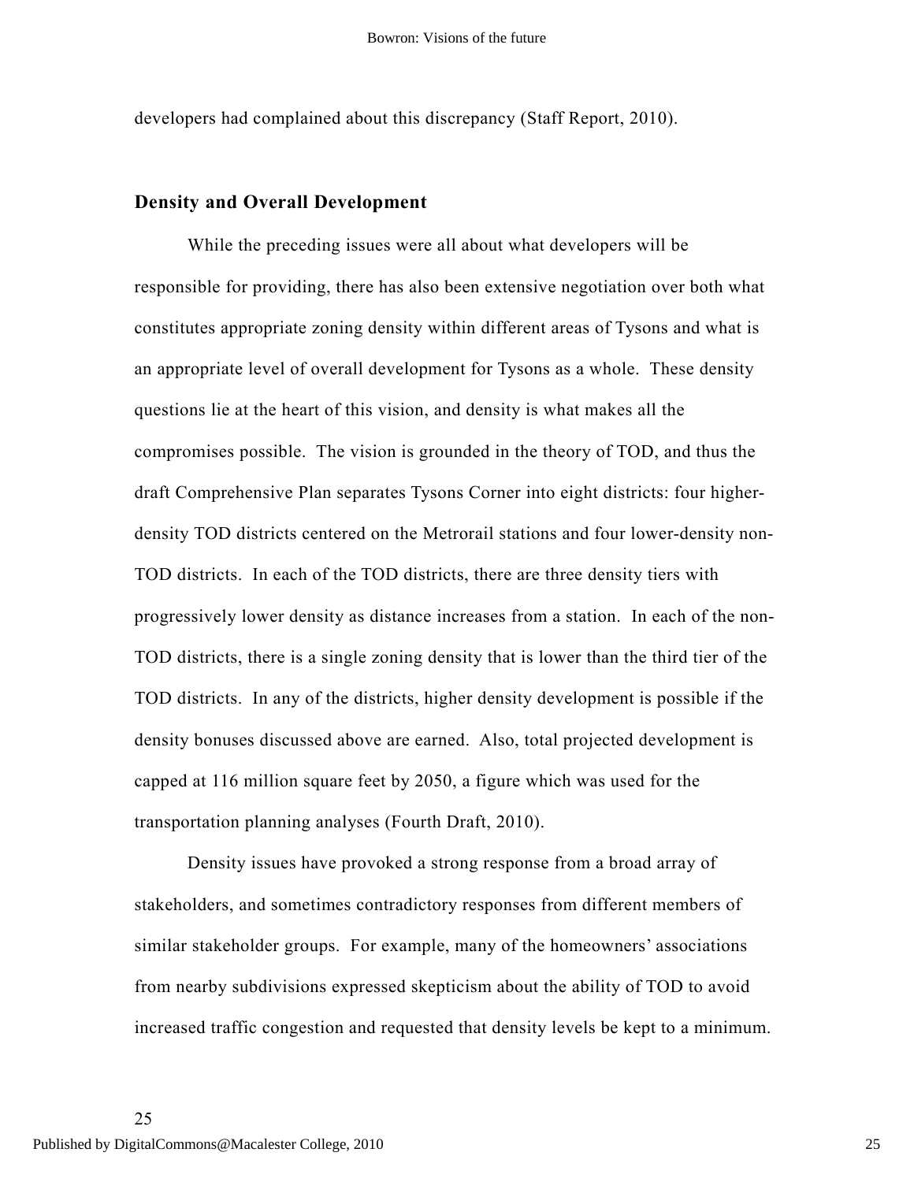developers had complained about this discrepancy (Staff Report, 2010).

### Density and Overall Development

While the preceding issues were all about what developers will be responsible for providing, there has also been extensive negotiation over both what constitutes appropriate zoning density within different areas of Tysons and what is an appropriate level of overall development for Tysons as a whole. These density questions lie at the heart of this vision, and density is what makes all the compromises possible. The vision is grounded in the theory of TOD, and thus the draft Comprehensive Plan separates Tysons Corner into eight districts: four higher-density TOD districts centered on the Metrorail stations and four lower-density non-TOD districts. In each of the TOD districts, there are three density tiers with progressively lower density as distance increases from a station. In each of the non-TOD districts, there is a single zoning density that is lower than the third tier of the TOD districts. In any of the districts, higher density development is possible if the density bonuses discussed above are earned. Also, total projected development is capped at 116 million square feet by 2050, a figure which was used for the transportation planning analyses (Fourth Draft, 2010).

Density issues have provoked a strong response from a broad array of stakeholders, and sometimes contradictory responses from different members of similar stakeholder groups. For example, many of the homeowners' associations from nearby subdivisions expressed skepticism about the ability of TOD to avoid increased traffic congestion and requested that density levels be kept to a minimum.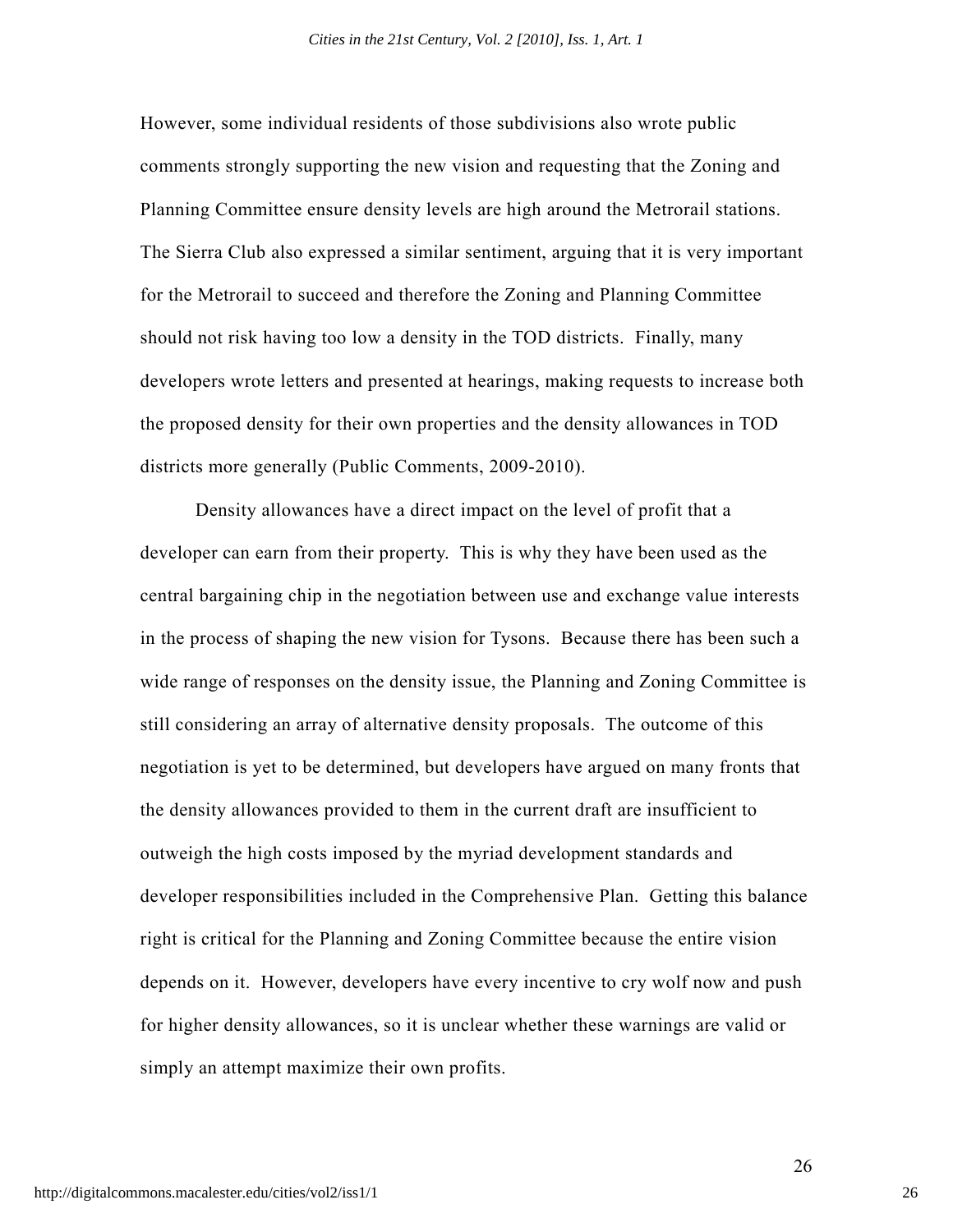However, some individual residents of those subdivisions also wrote public comments strongly supporting the new vision and requesting that the Zoning and Planning Committee ensure density levels are high around the Metrorail stations. The Sierra Club also expressed a similar sentiment, arguing that it is very important for the Metrorail to succeed and therefore the Zoning and Planning Committee should not risk having too low a density in the TOD districts. Finally, many developers wrote letters and presented at hearings, making requests to increase both the proposed density for their own properties and the density allowances in TOD districts more generally (Public Comments, 2009-2010).

Density allowances have a direct impact on the level of profit that a developer can earn from their property. This is why they have been used as the central bargaining chip in the negotiation between use and exchange value interests in the process of shaping the new vision for Tysons. Because there has been such a wide range of responses on the density issue, the Planning and Zoning Committee is still considering an array of alternative density proposals. The outcome of this negotiation is yet to be determined, but developers have argued on many fronts that the density allowances provided to them in the current draft are insufficient to outweigh the high costs imposed by the myriad development standards and developer responsibilities included in the Comprehensive Plan. Getting this balance right is critical for the Planning and Zoning Committee because the entire vision depends on it. However, developers have every incentive to cry wolf now and push for higher density allowances, so it is unclear whether these warnings are valid or simply an attempt maximize their own profits.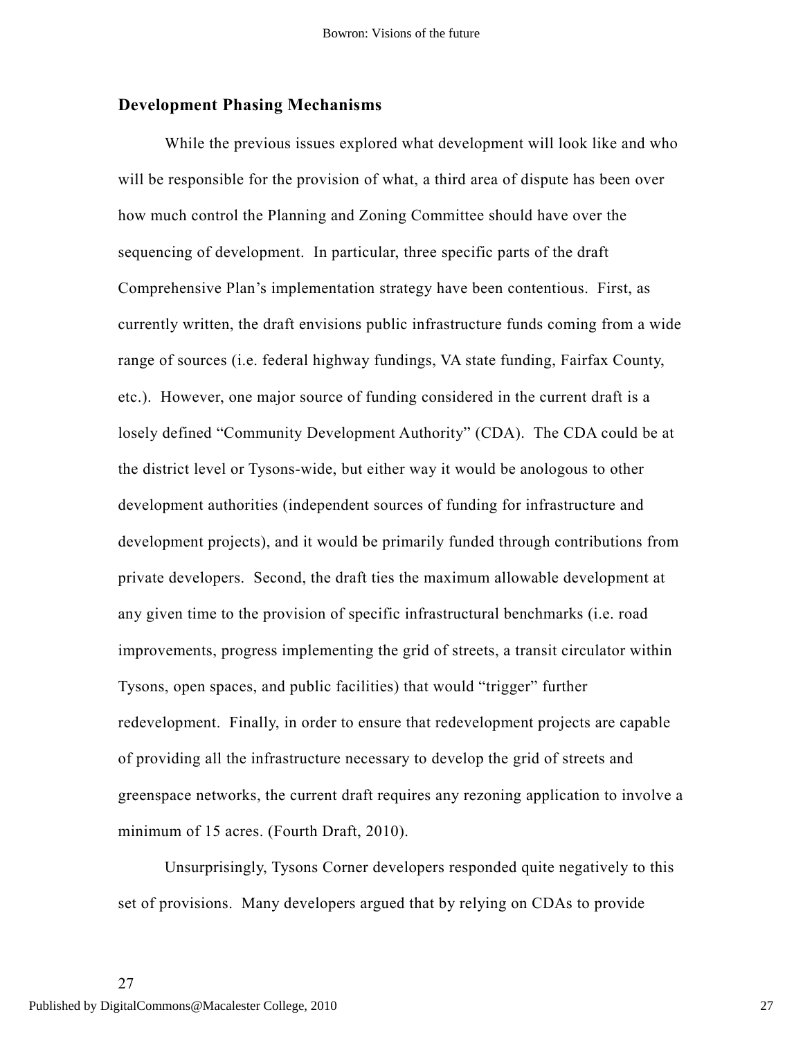## Development Phasing Mechanisms

While the previous issues explored what development will look like and who will be responsible for the provision of what, a third area of dispute has been over how much control the Planning and Zoning Committee should have over the sequencing of development. In particular, three specific parts of the draft Comprehensive Plan's implementation strategy have been contentious. First, as currently written, the draft envisions public infrastructure funds coming from a wide range of sources (i.e. federal highway fundings, VA state funding, Fairfax County, etc.). However, one major source of funding considered in the current draft is a losely defined "Community Development Authority" (CDA). The CDA could be at the district level or Tysons-wide, but either way it would be anologous to other development authorities (independent sources of funding for infrastructure and development projects), and it would be primarily funded through contributions from private developers. Second, the draft ties the maximum allowable development at any given time to the provision of specific infrastructural benchmarks (i.e. road improvements, progress implementing the grid of streets, a transit circulator within Tysons, open spaces, and public facilities) that would "trigger" further redevelopment. Finally, in order to ensure that redevelopment projects are capable of providing all the infrastructure necessary to develop the grid of streets and greenspace networks, the current draft requires any rezoning application to involve a minimum of 15 acres. (Fourth Draft, 2010).

Unsurprisingly, Tysons Corner developers responded quite negatively to this set of provisions. Many developers argued that by relying on CDAs to provide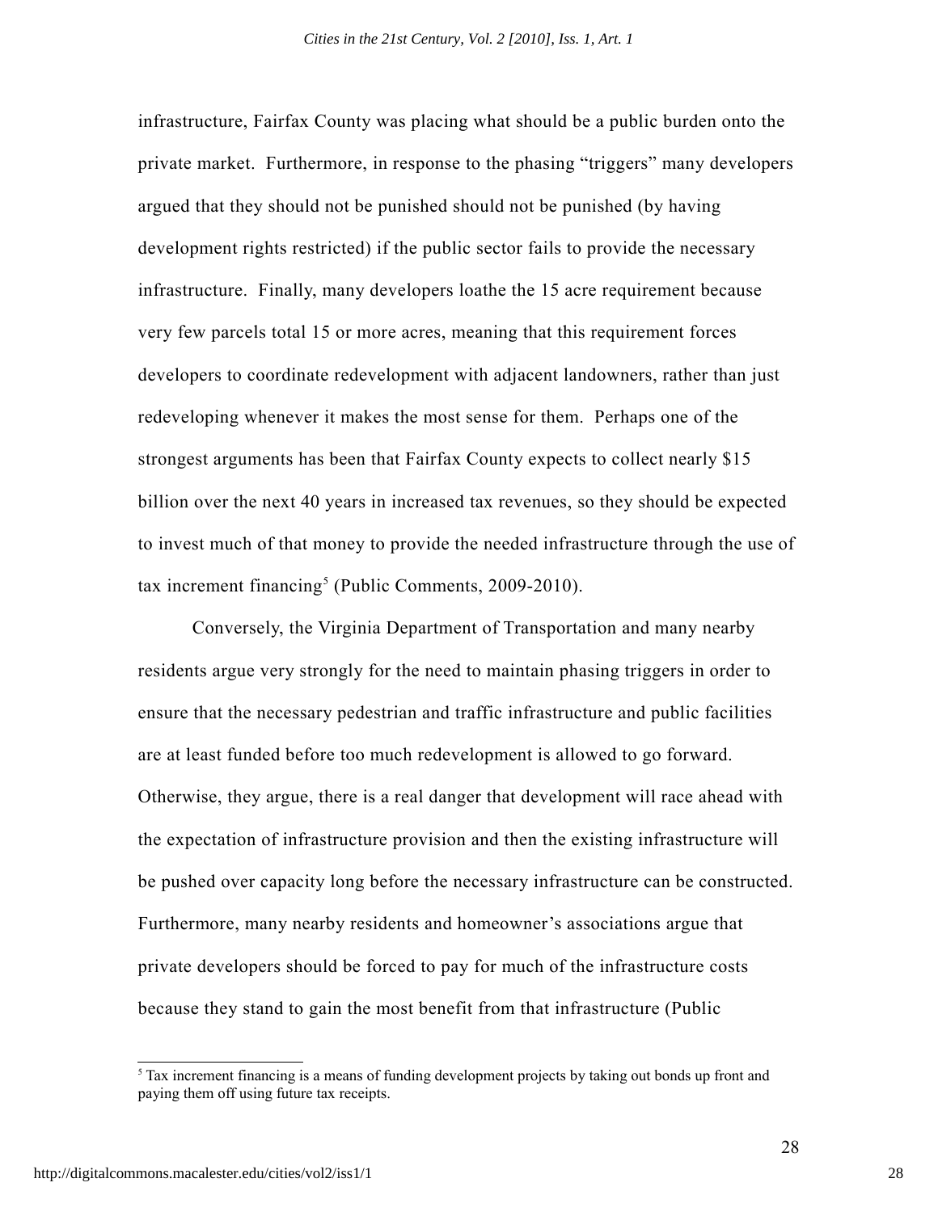infrastructure, Fairfax County was placing what should be a public burden onto the private market. Furthermore, in response to the phasing "triggers" many developers argued that they should not be punished should not be punished (by having development rights restricted) if the public sector fails to provide the necessary infrastructure. Finally, many developers loathe the 15 acre requirement because very few parcels total 15 or more acres, meaning that this requirement forces developers to coordinate redevelopment with adjacent landowners, rather than just redeveloping whenever it makes the most sense for them. Perhaps one of the strongest arguments has been that Fairfax County expects to collect nearly $15 billion over the next 40 years in increased tax revenues, so they should be expected to invest much of that money to provide the needed infrastructure through the use of tax increment financing[5] (Public Comments, 2009-2010).

Conversely, the Virginia Department of Transportation and many nearby residents argue very strongly for the need to maintain phasing triggers in order to ensure that the necessary pedestrian and traffic infrastructure and public facilities are at least funded before too much redevelopment is allowed to go forward. Otherwise, they argue, there is a real danger that development will race ahead with the expectation of infrastructure provision and then the existing infrastructure will be pushed over capacity long before the necessary infrastructure can be constructed. Furthermore, many nearby residents and homeowner's associations argue that private developers should be forced to pay for much of the infrastructure costs because they stand to gain the most benefit from that infrastructure (Public

[5] Tax increment financing is a means of funding development projects by taking out bonds up front and paying them off using future tax receipts.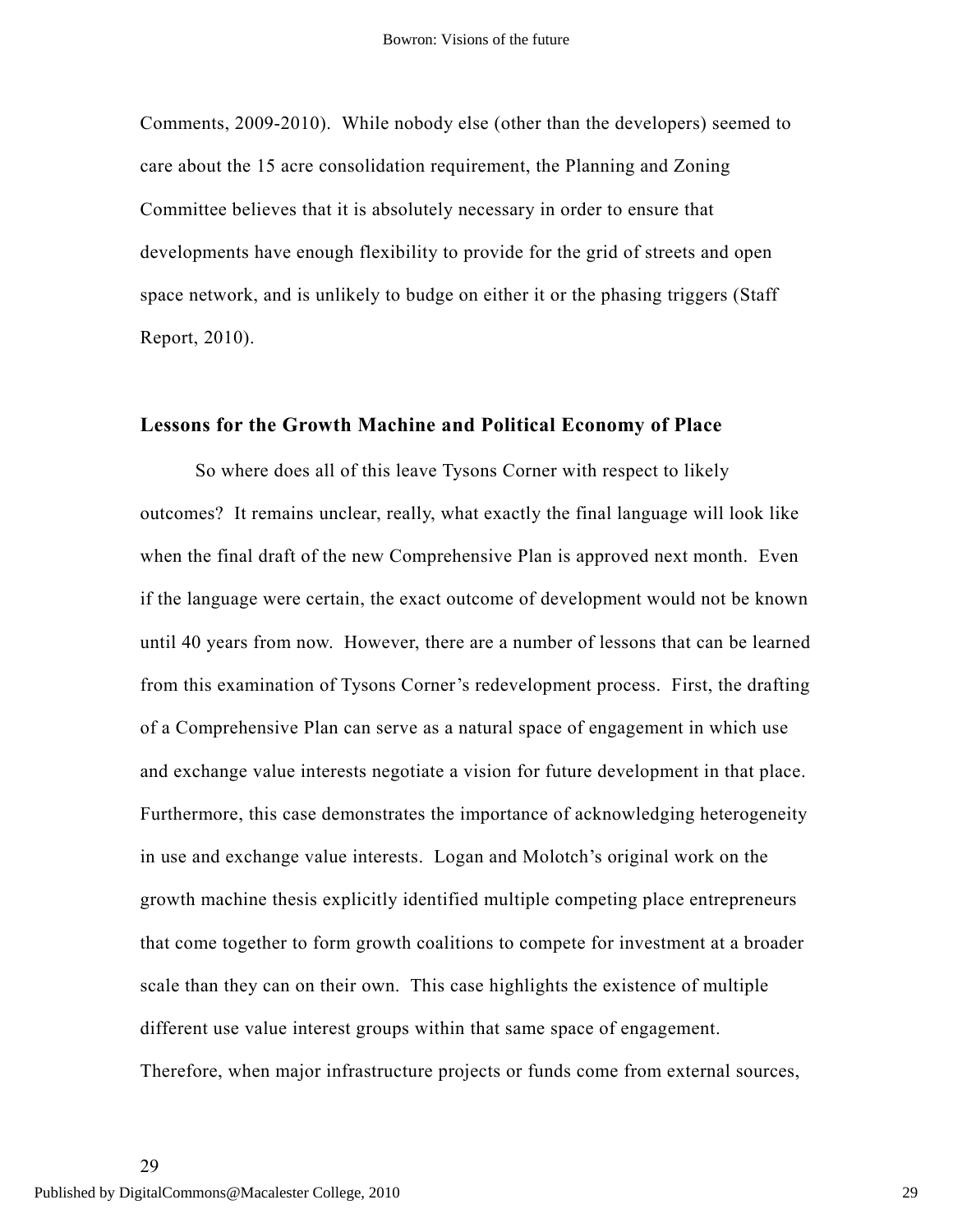Comments, 2009-2010). While nobody else (other than the developers) seemed to care about the 15 acre consolidation requirement, the Planning and Zoning Committee believes that it is absolutely necessary in order to ensure that developments have enough flexibility to provide for the grid of streets and open space network, and is unlikely to budge on either it or the phasing triggers (Staff Report, 2010).

### Lessons for the Growth Machine and Political Economy of Place

So where does all of this leave Tysons Corner with respect to likely outcomes? It remains unclear, really, what exactly the final language will look like when the final draft of the new Comprehensive Plan is approved next month. Even if the language were certain, the exact outcome of development would not be known until 40 years from now. However, there are a number of lessons that can be learned from this examination of Tysons Corner's redevelopment process. First, the drafting of a Comprehensive Plan can serve as a natural space of engagement in which use and exchange value interests negotiate a vision for future development in that place. Furthermore, this case demonstrates the importance of acknowledging heterogeneity in use and exchange value interests. Logan and Molotch's original work on the growth machine thesis explicitly identified multiple competing place entrepreneurs that come together to form growth coalitions to compete for investment at a broader scale than they can on their own. This case highlights the existence of multiple different use value interest groups within that same space of engagement. Therefore, when major infrastructure projects or funds come from external sources,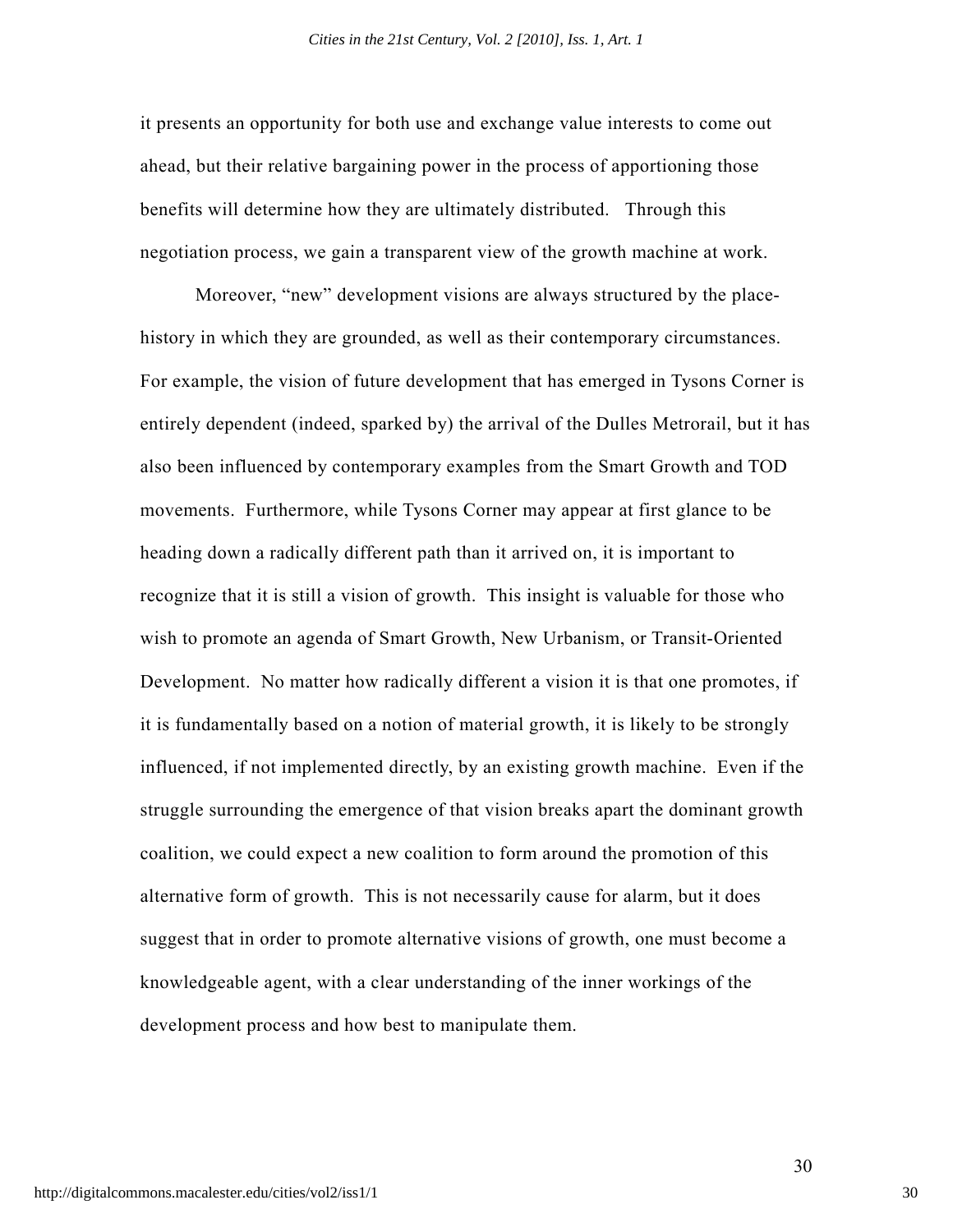it presents an opportunity for both use and exchange value interests to come out ahead, but their relative bargaining power in the process of apportioning those benefits will determine how they are ultimately distributed. Through this negotiation process, we gain a transparent view of the growth machine at work.

Moreover, "new" development visions are always structured by the place-history in which they are grounded, as well as their contemporary circumstances. For example, the vision of future development that has emerged in Tysons Corner is entirely dependent (indeed, sparked by) the arrival of the Dulles Metrorail, but it has also been influenced by contemporary examples from the Smart Growth and TOD movements. Furthermore, while Tysons Corner may appear at first glance to be heading down a radically different path than it arrived on, it is important to recognize that it is still a vision of growth. This insight is valuable for those who wish to promote an agenda of Smart Growth, New Urbanism, or Transit-Oriented Development. No matter how radically different a vision it is that one promotes, if it is fundamentally based on a notion of material growth, it is likely to be strongly influenced, if not implemented directly, by an existing growth machine. Even if the struggle surrounding the emergence of that vision breaks apart the dominant growth coalition, we could expect a new coalition to form around the promotion of this alternative form of growth. This is not necessarily cause for alarm, but it does suggest that in order to promote alternative visions of growth, one must become a knowledgeable agent, with a clear understanding of the inner workings of the development process and how best to manipulate them.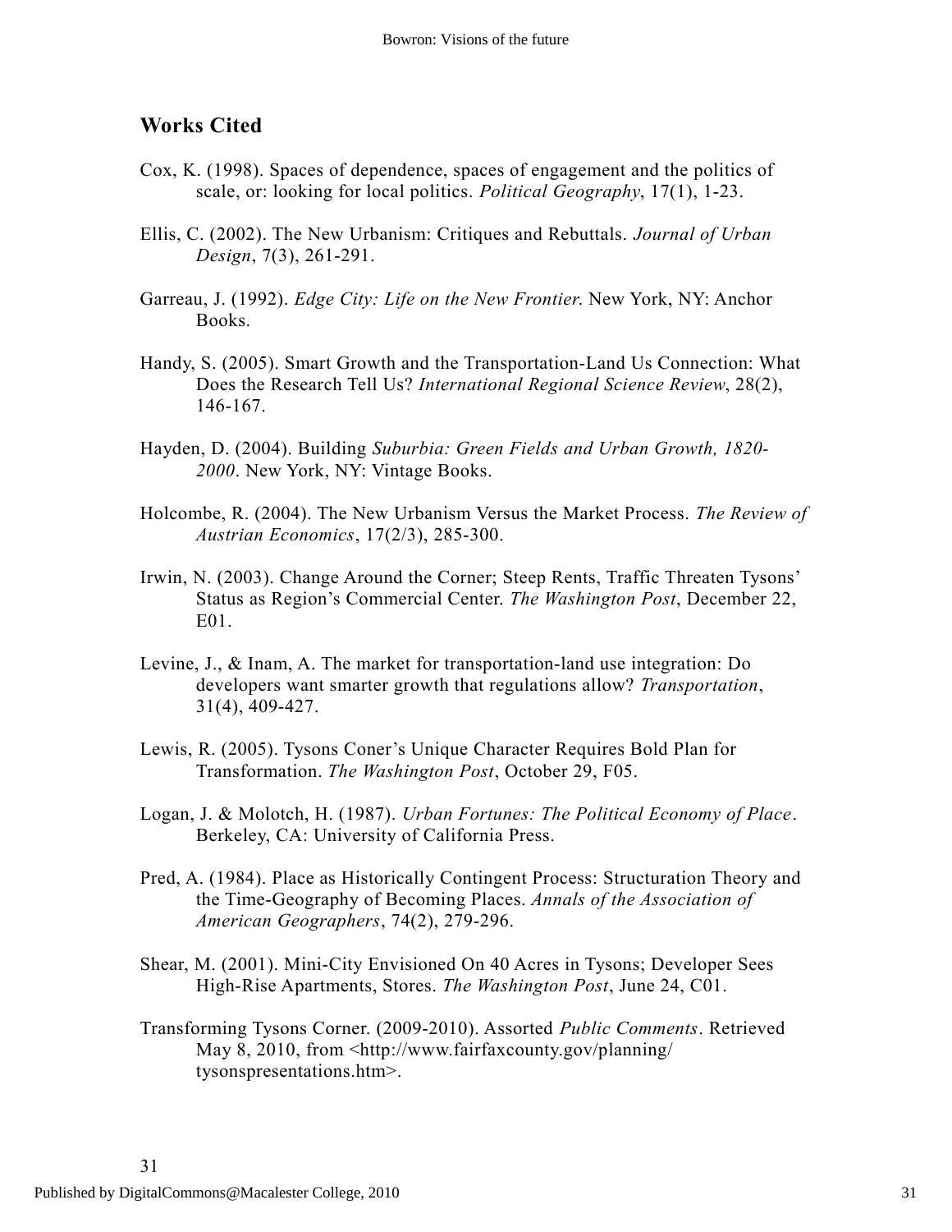## Works Cited

Cox, K. (1998). Spaces of dependence, spaces of engagement and the politics of scale, or: looking for local politics. *Political Geography*, 17(1), 1-23.

Ellis, C. (2002). The New Urbanism: Critiques and Rebuttals. *Journal of Urban Design*, 7(3), 261-291.

Garreau, J. (1992). *Edge City: Life on the New Frontier*. New York, NY: Anchor Books.

Handy, S. (2005). Smart Growth and the Transportation-Land Us Connection: What Does the Research Tell Us? *International Regional Science Review*, 28(2), 146-167.

Hayden, D. (2004). Building *Suburbia: Green Fields and Urban Growth, 1820-2000*. New York, NY: Vintage Books.

Holcombe, R. (2004). The New Urbanism Versus the Market Process. *The Review of Austrian Economics*, 17(2/3), 285-300.

Irwin, N. (2003). Change Around the Corner; Steep Rents, Traffic Threaten Tysons' Status as Region's Commercial Center. *The Washington Post*, December 22, E01.

Levine, J., & Inam, A. The market for transportation-land use integration: Do developers want smarter growth that regulations allow? *Transportation*, 31(4), 409-427.

Lewis, R. (2005). Tysons Coner's Unique Character Requires Bold Plan for Transformation. *The Washington Post*, October 29, F05.

Logan, J. & Molotch, H. (1987). *Urban Fortunes: The Political Economy of Place*. Berkeley, CA: University of California Press.

Pred, A. (1984). Place as Historically Contingent Process: Structuration Theory and the Time-Geography of Becoming Places. *Annals of the Association of American Geographers*, 74(2), 279-296.

Shear, M. (2001). Mini-City Envisioned On 40 Acres in Tysons; Developer Sees High-Rise Apartments, Stores. *The Washington Post*, June 24, C01.

Transforming Tysons Corner. (2009-2010). Assorted *Public Comments*. Retrieved May 8, 2010, from <http://www.fairfaxcounty.gov/planning/tysonspresentations.htm>.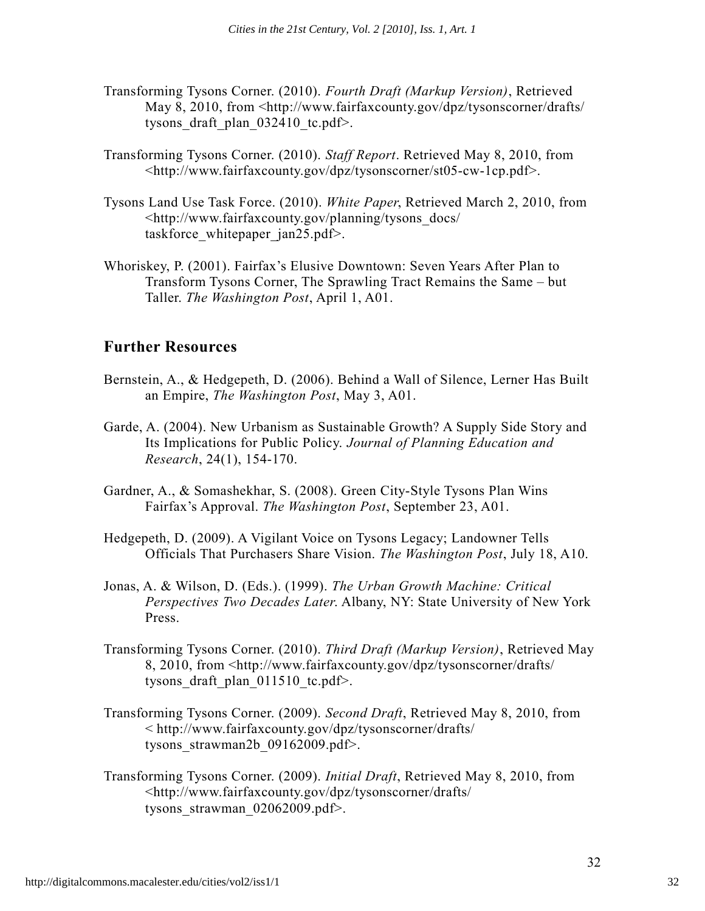Transforming Tysons Corner. (2010). *Fourth Draft (Markup Version)*, Retrieved May 8, 2010, from <http://www.fairfaxcounty.gov/dpz/tysonscorner/drafts/tysons_draft_plan_032410_tc.pdf>.

Transforming Tysons Corner. (2010). *Staff Report*. Retrieved May 8, 2010, from <http://www.fairfaxcounty.gov/dpz/tysonscorner/st05-cw-1cp.pdf>.

Tysons Land Use Task Force. (2010). *White Paper*, Retrieved March 2, 2010, from <http://www.fairfaxcounty.gov/planning/tysons_docs/taskforce_whitepaper_jan25.pdf>.

Whoriskey, P. (2001). Fairfax's Elusive Downtown: Seven Years After Plan to Transform Tysons Corner, The Sprawling Tract Remains the Same – but Taller. *The Washington Post*, April 1, A01.

## Further Resources

Bernstein, A., & Hedgepeth, D. (2006). Behind a Wall of Silence, Lerner Has Built an Empire, *The Washington Post*, May 3, A01.

Garde, A. (2004). New Urbanism as Sustainable Growth? A Supply Side Story and Its Implications for Public Policy. *Journal of Planning Education and Research*, 24(1), 154-170.

Gardner, A., & Somashekhar, S. (2008). Green City-Style Tysons Plan Wins Fairfax's Approval. *The Washington Post*, September 23, A01.

Hedgepeth, D. (2009). A Vigilant Voice on Tysons Legacy; Landowner Tells Officials That Purchasers Share Vision. *The Washington Post*, July 18, A10.

Jonas, A. & Wilson, D. (Eds.). (1999). *The Urban Growth Machine: Critical Perspectives Two Decades Later*. Albany, NY: State University of New York Press.

Transforming Tysons Corner. (2010). *Third Draft (Markup Version)*, Retrieved May 8, 2010, from <http://www.fairfaxcounty.gov/dpz/tysonscorner/drafts/tysons_draft_plan_011510_tc.pdf>.

Transforming Tysons Corner. (2009). *Second Draft*, Retrieved May 8, 2010, from < http://www.fairfaxcounty.gov/dpz/tysonscorner/drafts/tysons_strawman2b_09162009.pdf>.

Transforming Tysons Corner. (2009). *Initial Draft*, Retrieved May 8, 2010, from <http://www.fairfaxcounty.gov/dpz/tysonscorner/drafts/tysons_strawman_02062009.pdf>.